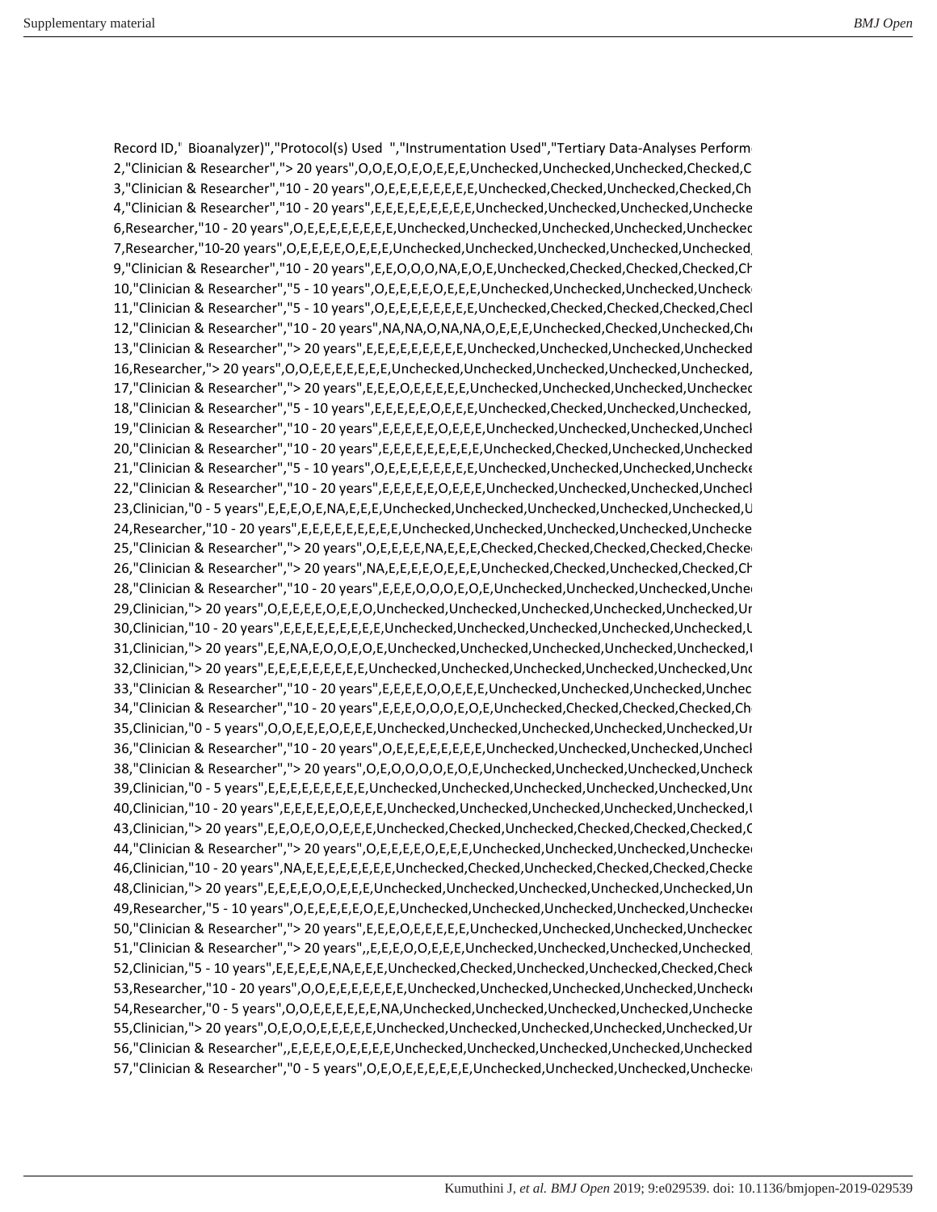```
Record ID," Bioanalyzer)","Protocol(s) Used  ","Instrumentation Used","Tertiary Data-Analyses Perform
2,"Clinician & Researcher","> 20 years",O,O,E,O,E,O,E,E,E,Unchecked,Unchecked,Unchecked,Checked,C
3,"Clinician & Researcher","10 - 20 years",O,E,E,E,E,E,E,E,E,Unchecked,Checked,Unchecked,Checked,Ch
4,"Clinician & Researcher","10 - 20 years",E,E,E,E,E,E,E,E,E,Unchecked,Unchecked,Unchecked,Unchecke
6,Researcher,"10 - 20 years",O,E,E,E,E,E,E,E,E,Unchecked,Unchecked,Unchecked,Unchecked,Unchecked
7,Researcher,"10-20 years",O,E,E,E,E,O,E,E,E,Unchecked,Unchecked,Unchecked,Unchecked,Unchecked,
9,"Clinician & Researcher","10 - 20 years",E,E,O,O,O,NA,E,O,E,Unchecked,Checked,Checked,Checked,Ch
10,"Clinician & Researcher","5 - 10 years",O,E,E,E,E,O,E,E,E,Unchecked,Unchecked,Unchecked,Unchecke
11,"Clinician & Researcher","5 - 10 years",O,E,E,E,E,E,E,E,E,Unchecked,Checked,Checked,Checked,Checl
12,"Clinician & Researcher","10 - 20 years",NA,NA,O,NA,NA,O,E,E,E,Unchecked,Checked,Unchecked,Che
13,"Clinician & Researcher","> 20 years",E,E,E,E,E,E,E,E,E,Unchecked,Unchecked,Unchecked,Unchecked
16,Researcher,"> 20 years",O,O,E,E,E,E,E,E,E,Unchecked,Unchecked,Unchecked,Unchecked,Unchecked,
17,"Clinician & Researcher","> 20 years",E,E,E,O,E,E,E,E,E,Unchecked,Unchecked,Unchecked,Unchecked
18,"Clinician & Researcher","5 - 10 years",E,E,E,E,E,O,E,E,E,Unchecked,Checked,Unchecked,Unchecked,
19,"Clinician & Researcher","10 - 20 years",E,E,E,E,E,O,E,E,E,Unchecked,Unchecked,Unchecked,Unchecl
20,"Clinician & Researcher","10 - 20 years",E,E,E,E,E,E,E,E,E,Unchecked,Checked,Unchecked,Unchecked
21,"Clinician & Researcher","5 - 10 years",O,E,E,E,E,E,E,E,E,Unchecked,Unchecked,Unchecked,Unchecke
22,"Clinician & Researcher","10 - 20 years",E,E,E,E,E,O,E,E,E,Unchecked,Unchecked,Unchecked,Unchecl
23,Clinician,"0 - 5 years",E,E,E,O,E,NA,E,E,E,Unchecked,Unchecked,Unchecked,Unchecked,Unchecked,U
24,Researcher,"10 - 20 years",E,E,E,E,E,E,E,E,E,Unchecked,Unchecked,Unchecked,Unchecked,Unchecke
25,"Clinician & Researcher","> 20 years",O,E,E,E,E,NA,E,E,E,Checked,Checked,Checked,Checked,Checke
26,"Clinician & Researcher","> 20 years",NA,E,E,E,E,O,E,E,E,Unchecked,Checked,Unchecked,Checked,Ch
28,"Clinician & Researcher","10 - 20 years",E,E,E,O,O,O,E,O,E,Unchecked,Unchecked,Unchecked,Unche
29,Clinician,"> 20 years",O,E,E,E,E,O,E,E,O,Unchecked,Unchecked,Unchecked,Unchecked,Unchecked,Ur
30,Clinician,"10 - 20 years",E,E,E,E,E,E,E,E,E,Unchecked,Unchecked,Unchecked,Unchecked,Unchecked,U
31,Clinician,"> 20 years",E,E,NA,E,O,O,E,O,E,Unchecked,Unchecked,Unchecked,Unchecked,Unchecked,U
32,Clinician,"> 20 years",E,E,E,E,E,E,E,E,E,Unchecked,Unchecked,Unchecked,Unchecked,Unchecked,Unc
33,"Clinician & Researcher","10 - 20 years",E,E,E,E,O,O,E,E,E,Unchecked,Unchecked,Unchecked,Unchec
34,"Clinician & Researcher","10 - 20 years",E,E,E,O,O,O,E,O,E,Unchecked,Checked,Checked,Checked,Ch
35,Clinician,"0 - 5 years",O,O,E,E,E,O,E,E,E,Unchecked,Unchecked,Unchecked,Unchecked,Unchecked,Ur
36,"Clinician & Researcher","10 - 20 years",O,E,E,E,E,E,E,E,E,Unchecked,Unchecked,Unchecked,Unchecl
38,"Clinician & Researcher","> 20 years",O,E,O,O,O,O,E,O,E,Unchecked,Unchecked,Unchecked,Uncheck
39,Clinician,"0 - 5 years",E,E,E,E,E,E,E,E,E,Unchecked,Unchecked,Unchecked,Unchecked,Unchecked,Unc
40,Clinician,"10 - 20 years",E,E,E,E,E,O,E,E,E,Unchecked,Unchecked,Unchecked,Unchecked,Unchecked,U
43,Clinician,"> 20 years",E,E,O,E,O,O,E,E,E,Unchecked,Checked,Unchecked,Checked,Checked,Checked,C
44,"Clinician & Researcher","> 20 years",O,E,E,E,E,O,E,E,E,Unchecked,Unchecked,Unchecked,Unchecke
46,Clinician,"10 - 20 years",NA,E,E,E,E,E,E,E,E,Unchecked,Checked,Unchecked,Checked,Checked,Checke
48,Clinician,"> 20 years",E,E,E,E,O,O,E,E,E,Unchecked,Unchecked,Unchecked,Unchecked,Unchecked,Un
49,Researcher,"5 - 10 years",O,E,E,E,E,E,O,E,E,Unchecked,Unchecked,Unchecked,Unchecked,Unchecke
50,"Clinician & Researcher","> 20 years",E,E,E,O,E,E,E,E,E,Unchecked,Unchecked,Unchecked,Unchecked
51,"Clinician & Researcher","> 20 years",,E,E,E,O,O,E,E,E,Unchecked,Unchecked,Unchecked,Unchecked,
52,Clinician,"5 - 10 years",E,E,E,E,E,NA,E,E,E,Unchecked,Checked,Unchecked,Unchecked,Checked,Check
53,Researcher,"10 - 20 years",O,O,E,E,E,E,E,E,E,Unchecked,Unchecked,Unchecked,Unchecked,Unchecke
54,Researcher,"0 - 5 years",O,O,E,E,E,E,E,E,NA,Unchecked,Unchecked,Unchecked,Unchecked,Unchecke
55,Clinician,"> 20 years",O,E,O,O,E,E,E,E,E,Unchecked,Unchecked,Unchecked,Unchecked,Unchecked,Ur
56,"Clinician & Researcher",,E,E,E,E,O,E,E,E,E,Unchecked,Unchecked,Unchecked,Unchecked,Unchecked
57,"Clinician & Researcher","0 - 5 years",O,E,O,E,E,E,E,E,E,Unchecked,Unchecked,Unchecked,Unchecke
```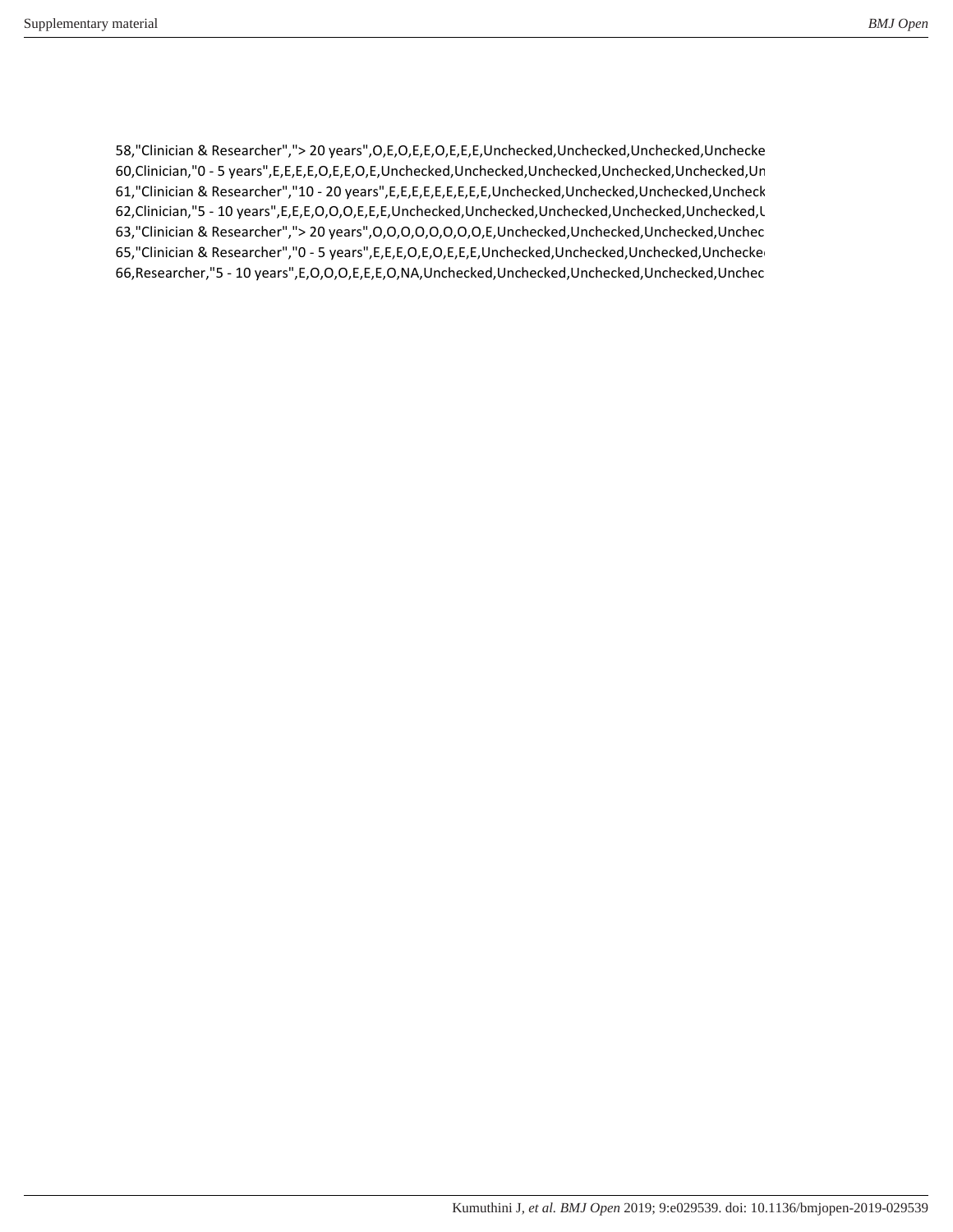```
58,"Clinician & Researcher","> 20 years",O,E,O,E,E,O,E,E,E,Unchecked,Unchecked,Unchecked,Unchecke
60,Clinician,"0 - 5 years",E,E,E,E,O,E,E,O,E,Unchecked,Unchecked,Unchecked,Unchecked,Unchecked,Un
61,"Clinician & Researcher","10 - 20 years",E,E,E,E,E,E,E,E,E,Unchecked,Unchecked,Unchecked,Uncheck
62,Clinician,"5 - 10 years",E,E,E,O,O,O,E,E,E,Unchecked,Unchecked,Unchecked,Unchecked,Unchecked,U
63,"Clinician & Researcher","> 20 years",O,O,O,O,O,O,O,O,E,Unchecked,Unchecked,Unchecked,Unchec
65,"Clinician & Researcher","0 - 5 years",E,E,E,O,E,O,E,E,E,Unchecked,Unchecked,Unchecked,Unchecke
66,Researcher,"5 - 10 years",E,O,O,O,E,E,E,O,NA,Unchecked,Unchecked,Unchecked,Unchecked,Unchec
```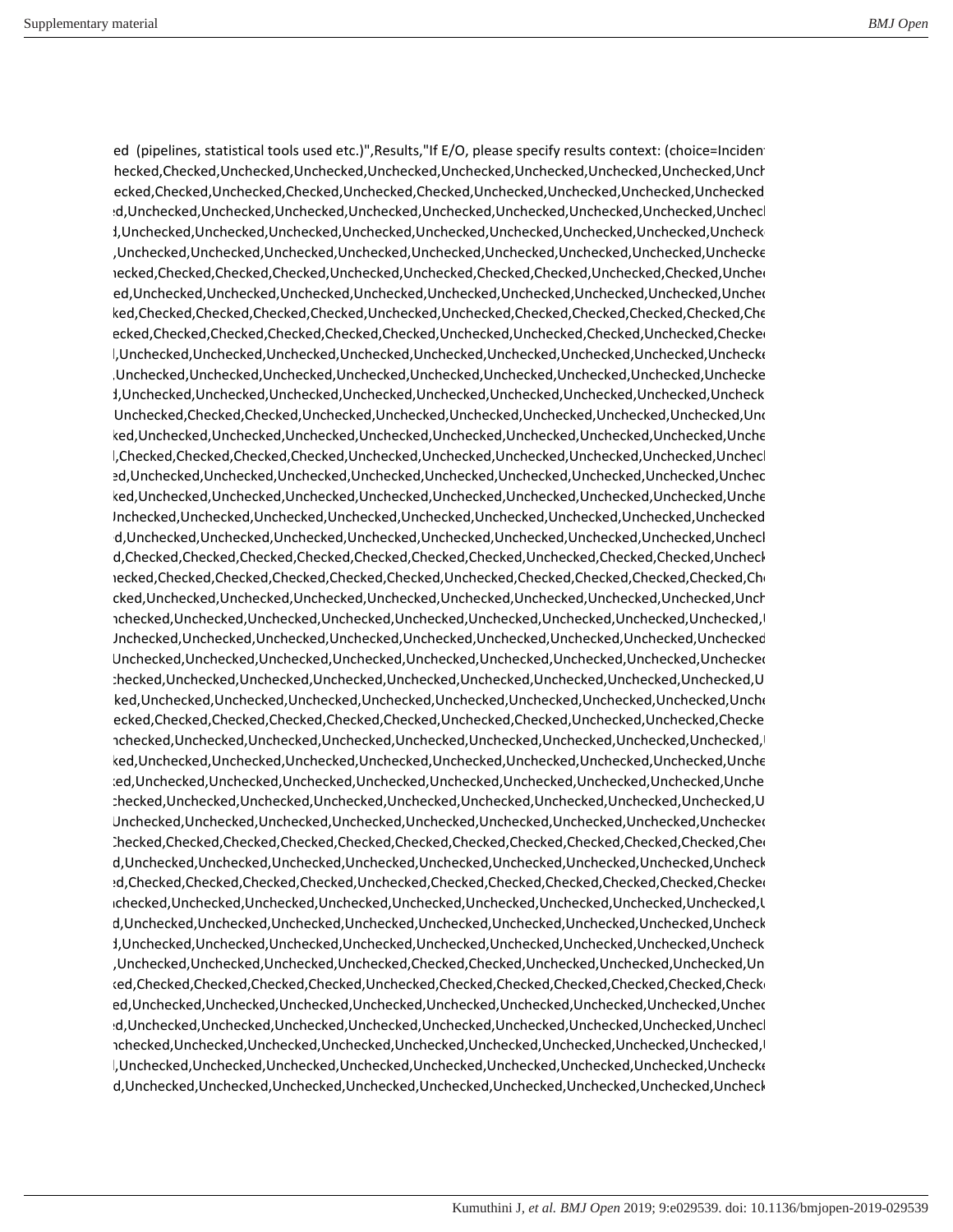ed  (pipelines, statistical tools used etc.)",Results,"If E/O, please specify results context: (choice=Inciden
hecked,Checked,Unchecked,Unchecked,Unchecked,Unchecked,Unchecked,Unchecked,Unchecked,Unch
ecked,Checked,Unchecked,Checked,Unchecked,Checked,Unchecked,Unchecked,Unchecked,Unchecked
ed,Unchecked,Unchecked,Unchecked,Unchecked,Unchecked,Unchecked,Unchecked,Unchecked,Unchecl
d,Unchecked,Unchecked,Unchecked,Unchecked,Unchecked,Unchecked,Unchecked,Unchecked,Unchecke
,Unchecked,Unchecked,Unchecked,Unchecked,Unchecked,Unchecked,Unchecked,Unchecked,Unchecke
hecked,Checked,Checked,Checked,Unchecked,Unchecked,Checked,Checked,Unchecked,Checked,Unchec
ed,Unchecked,Unchecked,Unchecked,Unchecked,Unchecked,Unchecked,Unchecked,Unchecked,Unchec
ked,Checked,Checked,Checked,Checked,Unchecked,Unchecked,Checked,Checked,Checked,Checked,Che
ecked,Checked,Checked,Checked,Checked,Checked,Unchecked,Unchecked,Checked,Unchecked,Checke
l,Unchecked,Unchecked,Unchecked,Unchecked,Unchecked,Unchecked,Unchecked,Unchecked,Unchecke
Unchecked,Unchecked,Unchecked,Unchecked,Unchecked,Unchecked,Unchecked,Unchecked,Unchecke
d,Unchecked,Unchecked,Unchecked,Unchecked,Unchecked,Unchecked,Unchecked,Unchecked,Uncheck
Unchecked,Checked,Checked,Unchecked,Unchecked,Unchecked,Unchecked,Unchecked,Unchecked,Unc
ked,Unchecked,Unchecked,Unchecked,Unchecked,Unchecked,Unchecked,Unchecked,Unchecked,Unche
l,Checked,Checked,Checked,Checked,Unchecked,Unchecked,Unchecked,Unchecked,Unchecked,Unchecl
ed,Unchecked,Unchecked,Unchecked,Unchecked,Unchecked,Unchecked,Unchecked,Unchecked,Unchec
ked,Unchecked,Unchecked,Unchecked,Unchecked,Unchecked,Unchecked,Unchecked,Unchecked,Unche
Unchecked,Unchecked,Unchecked,Unchecked,Unchecked,Unchecked,Unchecked,Unchecked,Unchecked
d,Unchecked,Unchecked,Unchecked,Unchecked,Unchecked,Unchecked,Unchecked,Unchecked,Unchecl
d,Checked,Checked,Checked,Checked,Checked,Checked,Checked,Unchecked,Checked,Checked,Uncheck
hecked,Checked,Checked,Checked,Checked,Checked,Unchecked,Checked,Checked,Checked,Checked,Che
cked,Unchecked,Unchecked,Unchecked,Unchecked,Unchecked,Unchecked,Unchecked,Unchecked,Unch
nchecked,Unchecked,Unchecked,Unchecked,Unchecked,Unchecked,Unchecked,Unchecked,Unchecked,U
Unchecked,Unchecked,Unchecked,Unchecked,Unchecked,Unchecked,Unchecked,Unchecked,Unchecked
Unchecked,Unchecked,Unchecked,Unchecked,Unchecked,Unchecked,Unchecked,Unchecked,Unchecked
checked,Unchecked,Unchecked,Unchecked,Unchecked,Unchecked,Unchecked,Unchecked,Unchecked,U
ked,Unchecked,Unchecked,Unchecked,Unchecked,Unchecked,Unchecked,Unchecked,Unchecked,Unche
ecked,Checked,Checked,Checked,Checked,Checked,Unchecked,Checked,Unchecked,Unchecked,Checke
nchecked,Unchecked,Unchecked,Unchecked,Unchecked,Unchecked,Unchecked,Unchecked,Unchecked,U
ked,Unchecked,Unchecked,Unchecked,Unchecked,Unchecked,Unchecked,Unchecked,Unchecked,Unche
ed,Unchecked,Unchecked,Unchecked,Unchecked,Unchecked,Unchecked,Unchecked,Unchecked,Unche
checked,Unchecked,Unchecked,Unchecked,Unchecked,Unchecked,Unchecked,Unchecked,Unchecked,U
Unchecked,Unchecked,Unchecked,Unchecked,Unchecked,Unchecked,Unchecked,Unchecked,Unchecked
Checked,Checked,Checked,Checked,Checked,Checked,Checked,Checked,Checked,Checked,Checked,Che
d,Unchecked,Unchecked,Unchecked,Unchecked,Unchecked,Unchecked,Unchecked,Unchecked,Uncheck
ed,Checked,Checked,Checked,Checked,Unchecked,Checked,Checked,Checked,Checked,Checked,Checke
nchecked,Unchecked,Unchecked,Unchecked,Unchecked,Unchecked,Unchecked,Unchecked,Unchecked,U
d,Unchecked,Unchecked,Unchecked,Unchecked,Unchecked,Unchecked,Unchecked,Unchecked,Uncheck
d,Unchecked,Unchecked,Unchecked,Unchecked,Unchecked,Unchecked,Unchecked,Unchecked,Uncheck
,Unchecked,Unchecked,Unchecked,Unchecked,Checked,Checked,Unchecked,Unchecked,Unchecked,Un
ked,Checked,Checked,Checked,Checked,Unchecked,Checked,Checked,Checked,Checked,Checked,Check
ed,Unchecked,Unchecked,Unchecked,Unchecked,Unchecked,Unchecked,Unchecked,Unchecked,Unchec
ed,Unchecked,Unchecked,Unchecked,Unchecked,Unchecked,Unchecked,Unchecked,Unchecked,Unchecl
nchecked,Unchecked,Unchecked,Unchecked,Unchecked,Unchecked,Unchecked,Unchecked,Unchecked,U
l,Unchecked,Unchecked,Unchecked,Unchecked,Unchecked,Unchecked,Unchecked,Unchecked,Unchecke
d,Unchecked,Unchecked,Unchecked,Unchecked,Unchecked,Unchecked,Unchecked,Unchecked,Uncheck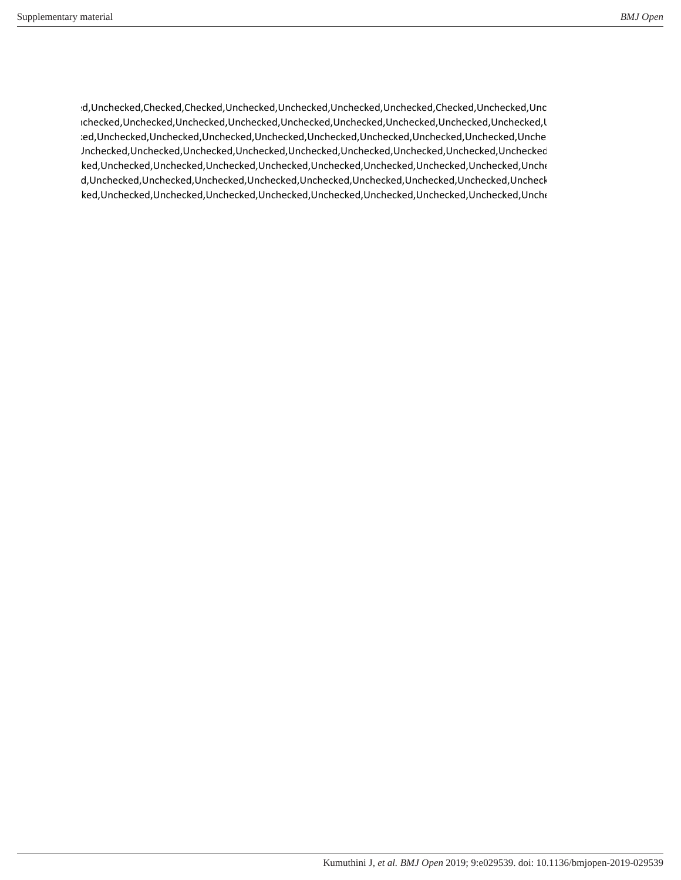ed,Unchecked,Checked,Checked,Unchecked,Unchecked,Unchecked,Unchecked,Checked,Unchecked,Unc
nchecked,Unchecked,Unchecked,Unchecked,Unchecked,Unchecked,Unchecked,Unchecked,Unchecked,U
ed,Unchecked,Unchecked,Unchecked,Unchecked,Unchecked,Unchecked,Unchecked,Unchecked,Unche
Unchecked,Unchecked,Unchecked,Unchecked,Unchecked,Unchecked,Unchecked,Unchecked,Unchecked
ked,Unchecked,Unchecked,Unchecked,Unchecked,Unchecked,Unchecked,Unchecked,Unchecked,Unche
d,Unchecked,Unchecked,Unchecked,Unchecked,Unchecked,Unchecked,Unchecked,Unchecked,Uncheck
ked,Unchecked,Unchecked,Unchecked,Unchecked,Unchecked,Unchecked,Unchecked,Unchecked,Unche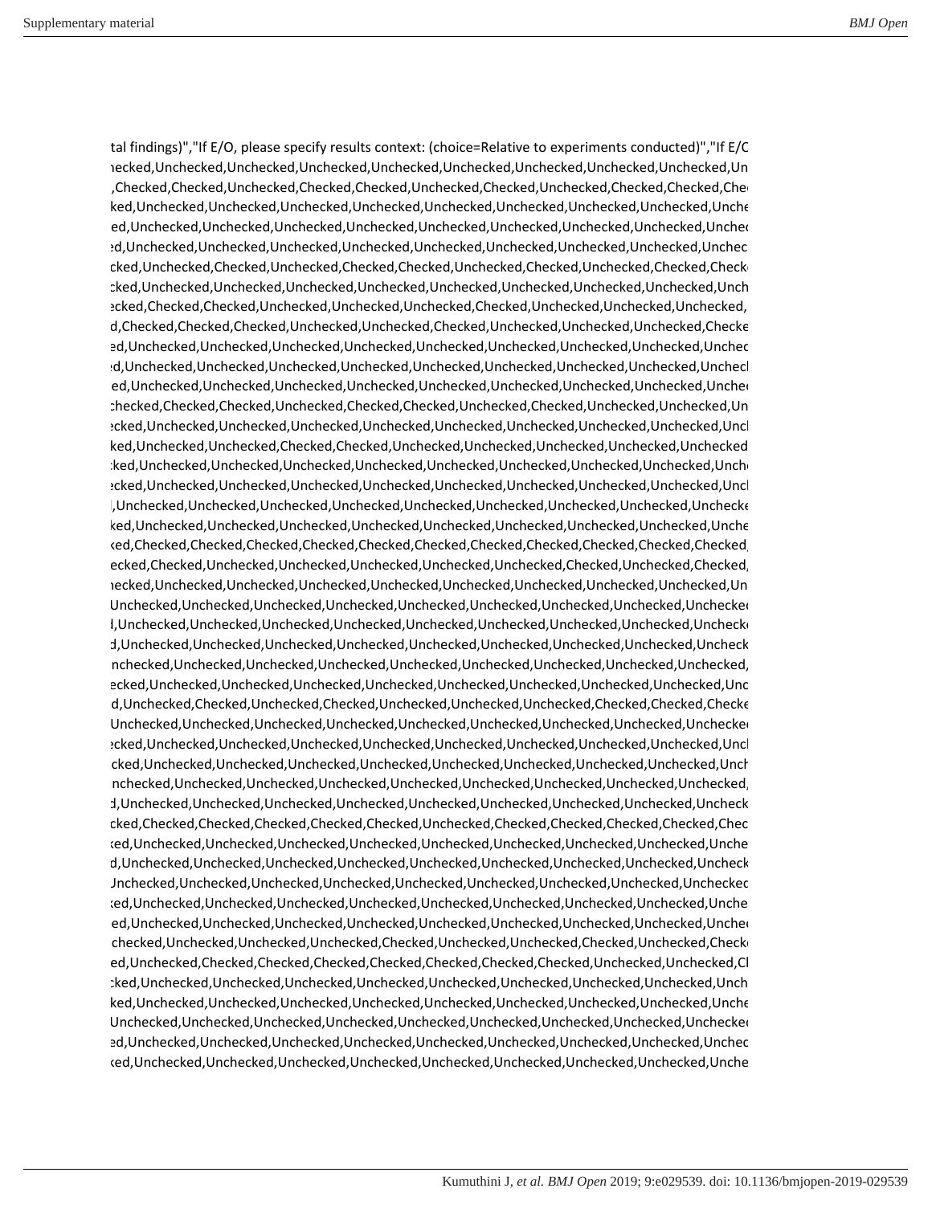tal findings)","If E/O, please specify results context: (choice=Relative to experiments conducted)","If E/C
necked,Unchecked,Unchecked,Unchecked,Unchecked,Unchecked,Unchecked,Unchecked,Unchecked,Unchecked,Un
,Checked,Checked,Unchecked,Unchecked,Checked,Checked,Unchecked,Checked,Unchecked,Checked,Checked,Che
ked,Unchecked,Unchecked,Unchecked,Unchecked,Unchecked,Unchecked,Unchecked,Unchecked,Unchecked,Unche
ed,Unchecked,Unchecked,Unchecked,Unchecked,Unchecked,Unchecked,Unchecked,Unchecked,Unchecked,Unchec
ed,Unchecked,Unchecked,Unchecked,Unchecked,Unchecked,Unchecked,Unchecked,Unchecked,Unchecked,Unchec
cked,Unchecked,Checked,Unchecked,Checked,Checked,Unchecked,Checked,Unchecked,Checked,Check
cked,Unchecked,Unchecked,Unchecked,Unchecked,Unchecked,Unchecked,Unchecked,Unchecked,Unchecked,Unch
ecked,Checked,Checked,Unchecked,Unchecked,Unchecked,Checked,Unchecked,Unchecked,Unchecked,
d,Checked,Checked,Checked,Unchecked,Unchecked,Checked,Unchecked,Unchecked,Unchecked,Checke
ed,Unchecked,Unchecked,Unchecked,Unchecked,Unchecked,Unchecked,Unchecked,Unchecked,Unchecked,Unchec
ed,Unchecked,Unchecked,Unchecked,Unchecked,Unchecked,Unchecked,Unchecked,Unchecked,Unchecked,Unchecl
ed,Unchecked,Unchecked,Unchecked,Unchecked,Unchecked,Unchecked,Unchecked,Unchecked,Unchecked,Unchec
checked,Checked,Checked,Unchecked,Checked,Checked,Unchecked,Checked,Unchecked,Unchecked,Un
ecked,Unchecked,Unchecked,Unchecked,Unchecked,Unchecked,Unchecked,Unchecked,Unchecked,Unchecked,Uncl
ked,Unchecked,Unchecked,Checked,Checked,Unchecked,Unchecked,Unchecked,Unchecked,Unchecked
cked,Unchecked,Unchecked,Unchecked,Unchecked,Unchecked,Unchecked,Unchecked,Unchecked,Unchecked,Unch
ecked,Unchecked,Unchecked,Unchecked,Unchecked,Unchecked,Unchecked,Unchecked,Unchecked,Unchecked,Uncl
,Unchecked,Unchecked,Unchecked,Unchecked,Unchecked,Unchecked,Unchecked,Unchecked,Unchecked,Unchecke
ked,Unchecked,Unchecked,Unchecked,Unchecked,Unchecked,Unchecked,Unchecked,Unchecked,Unchecked,Unche
ked,Checked,Checked,Checked,Checked,Checked,Checked,Checked,Checked,Checked,Checked,Checked,
ecked,Checked,Unchecked,Unchecked,Unchecked,Unchecked,Unchecked,Checked,Unchecked,Checked,
necked,Unchecked,Unchecked,Unchecked,Unchecked,Unchecked,Unchecked,Unchecked,Unchecked,Unchecked,Un
Unchecked,Unchecked,Unchecked,Unchecked,Unchecked,Unchecked,Unchecked,Unchecked,Unchecked,Unchecked
l,Unchecked,Unchecked,Unchecked,Unchecked,Unchecked,Unchecked,Unchecked,Unchecked,Unchecked,Unchecke
d,Unchecked,Unchecked,Unchecked,Unchecked,Unchecked,Unchecked,Unchecked,Unchecked,Unchecked,Uncheck
nchecked,Unchecked,Unchecked,Unchecked,Unchecked,Unchecked,Unchecked,Unchecked,Unchecked,Unchecked,
ecked,Unchecked,Unchecked,Unchecked,Unchecked,Unchecked,Unchecked,Unchecked,Unchecked,Unchecked,Unc
d,Unchecked,Checked,Unchecked,Checked,Unchecked,Unchecked,Unchecked,Checked,Checked,Checke
Unchecked,Unchecked,Unchecked,Unchecked,Unchecked,Unchecked,Unchecked,Unchecked,Unchecked,Unchecked
ecked,Unchecked,Unchecked,Unchecked,Unchecked,Unchecked,Unchecked,Unchecked,Unchecked,Unchecked,Uncl
cked,Unchecked,Unchecked,Unchecked,Unchecked,Unchecked,Unchecked,Unchecked,Unchecked,Unchecked,Unch
nchecked,Unchecked,Unchecked,Unchecked,Unchecked,Unchecked,Unchecked,Unchecked,Unchecked,Unchecked,
d,Unchecked,Unchecked,Unchecked,Unchecked,Unchecked,Unchecked,Unchecked,Unchecked,Unchecked,Uncheck
cked,Checked,Checked,Checked,Checked,Checked,Unchecked,Checked,Checked,Checked,Checked,Chec
ked,Unchecked,Unchecked,Unchecked,Unchecked,Unchecked,Unchecked,Unchecked,Unchecked,Unchecked,Unche
d,Unchecked,Unchecked,Unchecked,Unchecked,Unchecked,Unchecked,Unchecked,Unchecked,Unchecked,Uncheck
Unchecked,Unchecked,Unchecked,Unchecked,Unchecked,Unchecked,Unchecked,Unchecked,Unchecked,Unchecked
ked,Unchecked,Unchecked,Unchecked,Unchecked,Unchecked,Unchecked,Unchecked,Unchecked,Unchecked,Unche
ed,Unchecked,Unchecked,Unchecked,Unchecked,Unchecked,Unchecked,Unchecked,Unchecked,Unchecked,Unchec
checked,Unchecked,Unchecked,Unchecked,Checked,Unchecked,Unchecked,Checked,Unchecked,Checke
ed,Unchecked,Checked,Checked,Checked,Checked,Checked,Checked,Checked,Unchecked,Unchecked,Cl
cked,Unchecked,Unchecked,Unchecked,Unchecked,Unchecked,Unchecked,Unchecked,Unchecked,Unchecked,Unch
ked,Unchecked,Unchecked,Unchecked,Unchecked,Unchecked,Unchecked,Unchecked,Unchecked,Unchecked,Unche
Unchecked,Unchecked,Unchecked,Unchecked,Unchecked,Unchecked,Unchecked,Unchecked,Unchecked,Unchecked
ed,Unchecked,Unchecked,Unchecked,Unchecked,Unchecked,Unchecked,Unchecked,Unchecked,Unchecked,Unchec
ked,Unchecked,Unchecked,Unchecked,Unchecked,Unchecked,Unchecked,Unchecked,Unchecked,Unchecked,Unche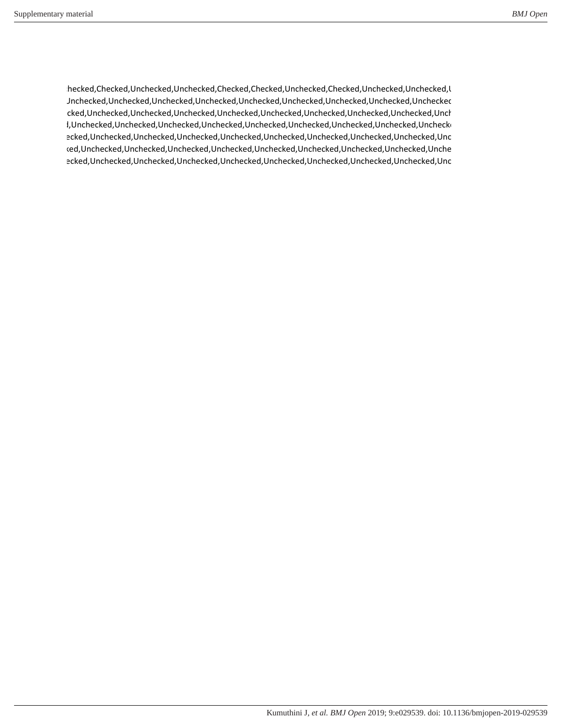:hecked,Checked,Unchecked,Unchecked,Checked,Checked,Unchecked,Checked,Unchecked,Unchecked,U
Jnchecked,Unchecked,Unchecked,Unchecked,Unchecked,Unchecked,Unchecked,Unchecked,Unchecked
cked,Unchecked,Unchecked,Unchecked,Unchecked,Unchecked,Unchecked,Unchecked,Unchecked,Unch
l,Unchecked,Unchecked,Unchecked,Unchecked,Unchecked,Unchecked,Unchecked,Unchecked,Unchecke
ecked,Unchecked,Unchecked,Unchecked,Unchecked,Unchecked,Unchecked,Unchecked,Unchecked,Unc
ked,Unchecked,Unchecked,Unchecked,Unchecked,Unchecked,Unchecked,Unchecked,Unchecked,Unche
ecked,Unchecked,Unchecked,Unchecked,Unchecked,Unchecked,Unchecked,Unchecked,Unchecked,Unc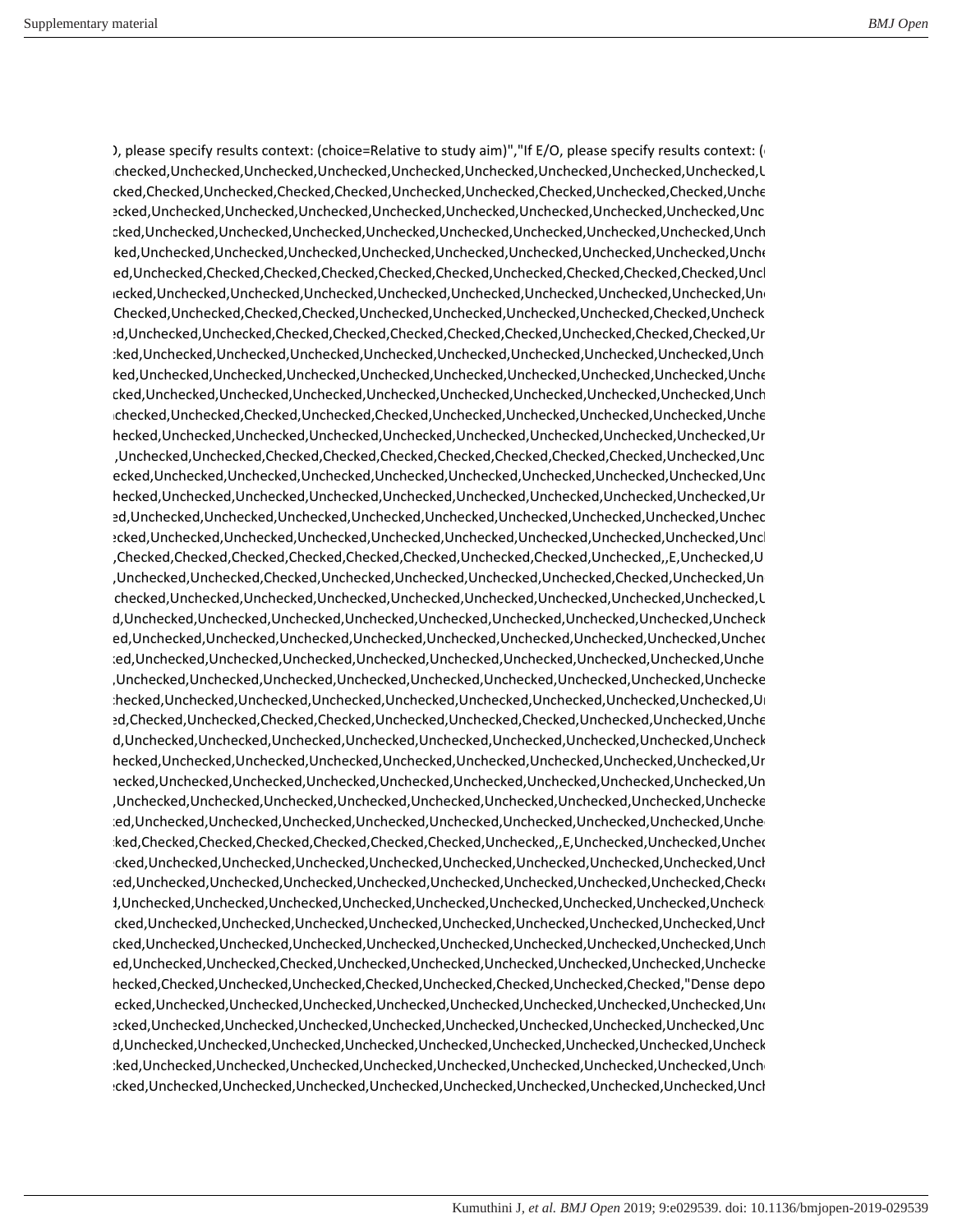), please specify results context: (choice=Relative to study aim)","If E/O, please specify results context: (
nchecked,Unchecked,Unchecked,Unchecked,Unchecked,Unchecked,Unchecked,Unchecked,Unchecked,U
cked,Checked,Unchecked,Checked,Checked,Unchecked,Unchecked,Checked,Unchecked,Checked,Unche
ecked,Unchecked,Unchecked,Unchecked,Unchecked,Unchecked,Unchecked,Unchecked,Unchecked,Unc
cked,Unchecked,Unchecked,Unchecked,Unchecked,Unchecked,Unchecked,Unchecked,Unchecked,Unch
ked,Unchecked,Unchecked,Unchecked,Unchecked,Unchecked,Unchecked,Unchecked,Unchecked,Unche
ed,Unchecked,Checked,Checked,Checked,Checked,Checked,Unchecked,Checked,Checked,Checked,Uncl
hecked,Unchecked,Unchecked,Unchecked,Unchecked,Unchecked,Unchecked,Unchecked,Unchecked,Un
Checked,Unchecked,Checked,Checked,Unchecked,Unchecked,Unchecked,Unchecked,Checked,Uncheck
ed,Unchecked,Unchecked,Checked,Checked,Checked,Checked,Checked,Unchecked,Checked,Checked,Ur
cked,Unchecked,Unchecked,Unchecked,Unchecked,Unchecked,Unchecked,Unchecked,Unchecked,Unch
ked,Unchecked,Unchecked,Unchecked,Unchecked,Unchecked,Unchecked,Unchecked,Unchecked,Unche
cked,Unchecked,Unchecked,Unchecked,Unchecked,Unchecked,Unchecked,Unchecked,Unchecked,Unch
nchecked,Unchecked,Checked,Unchecked,Checked,Unchecked,Unchecked,Unchecked,Unchecked,Unche
hecked,Unchecked,Unchecked,Unchecked,Unchecked,Unchecked,Unchecked,Unchecked,Unchecked,Ur
,Unchecked,Unchecked,Checked,Checked,Checked,Checked,Checked,Checked,Checked,Unchecked,Unc
ecked,Unchecked,Unchecked,Unchecked,Unchecked,Unchecked,Unchecked,Unchecked,Unchecked,Unc
hecked,Unchecked,Unchecked,Unchecked,Unchecked,Unchecked,Unchecked,Unchecked,Unchecked,Ur
ed,Unchecked,Unchecked,Unchecked,Unchecked,Unchecked,Unchecked,Unchecked,Unchecked,Unchec
ecked,Unchecked,Unchecked,Unchecked,Unchecked,Unchecked,Unchecked,Unchecked,Unchecked,Uncl
,Checked,Checked,Checked,Checked,Checked,Checked,Unchecked,Checked,Unchecked,,E,Unchecked,U
,Unchecked,Unchecked,Checked,Unchecked,Unchecked,Unchecked,Unchecked,Checked,Unchecked,Un
checked,Unchecked,Unchecked,Unchecked,Unchecked,Unchecked,Unchecked,Unchecked,Unchecked,U
d,Unchecked,Unchecked,Unchecked,Unchecked,Unchecked,Unchecked,Unchecked,Unchecked,Uncheck
ed,Unchecked,Unchecked,Unchecked,Unchecked,Unchecked,Unchecked,Unchecked,Unchecked,Unchec
ked,Unchecked,Unchecked,Unchecked,Unchecked,Unchecked,Unchecked,Unchecked,Unchecked,Unche
,Unchecked,Unchecked,Unchecked,Unchecked,Unchecked,Unchecked,Unchecked,Unchecked,Unchecke
hecked,Unchecked,Unchecked,Unchecked,Unchecked,Unchecked,Unchecked,Unchecked,Unchecked,Ur
ed,Checked,Unchecked,Checked,Checked,Unchecked,Unchecked,Checked,Unchecked,Unchecked,Unche
d,Unchecked,Unchecked,Unchecked,Unchecked,Unchecked,Unchecked,Unchecked,Unchecked,Uncheck
hecked,Unchecked,Unchecked,Unchecked,Unchecked,Unchecked,Unchecked,Unchecked,Unchecked,Ur
hecked,Unchecked,Unchecked,Unchecked,Unchecked,Unchecked,Unchecked,Unchecked,Unchecked,Un
,Unchecked,Unchecked,Unchecked,Unchecked,Unchecked,Unchecked,Unchecked,Unchecked,Unchecke
ked,Unchecked,Unchecked,Unchecked,Unchecked,Unchecked,Unchecked,Unchecked,Unchecked,Unche
ked,Checked,Checked,Checked,Checked,Checked,Checked,Unchecked,,E,Unchecked,Unchecked,Unchec
cked,Unchecked,Unchecked,Unchecked,Unchecked,Unchecked,Unchecked,Unchecked,Unchecked,Unch
ked,Unchecked,Unchecked,Unchecked,Unchecked,Unchecked,Unchecked,Unchecked,Unchecked,Checke
d,Unchecked,Unchecked,Unchecked,Unchecked,Unchecked,Unchecked,Unchecked,Unchecked,Unchecke
cked,Unchecked,Unchecked,Unchecked,Unchecked,Unchecked,Unchecked,Unchecked,Unchecked,Unch
cked,Unchecked,Unchecked,Unchecked,Unchecked,Unchecked,Unchecked,Unchecked,Unchecked,Unch
ed,Unchecked,Unchecked,Checked,Unchecked,Unchecked,Unchecked,Unchecked,Unchecked,Unchecke
hecked,Checked,Unchecked,Unchecked,Checked,Unchecked,Checked,Unchecked,Checked,"Dense depo
ecked,Unchecked,Unchecked,Unchecked,Unchecked,Unchecked,Unchecked,Unchecked,Unchecked,Unc
ecked,Unchecked,Unchecked,Unchecked,Unchecked,Unchecked,Unchecked,Unchecked,Unchecked,Unc
d,Unchecked,Unchecked,Unchecked,Unchecked,Unchecked,Unchecked,Unchecked,Unchecked,Uncheck
ked,Unchecked,Unchecked,Unchecked,Unchecked,Unchecked,Unchecked,Unchecked,Unchecked,Unche
ecked,Unchecked,Unchecked,Unchecked,Unchecked,Unchecked,Unchecked,Unchecked,Unchecked,Uncl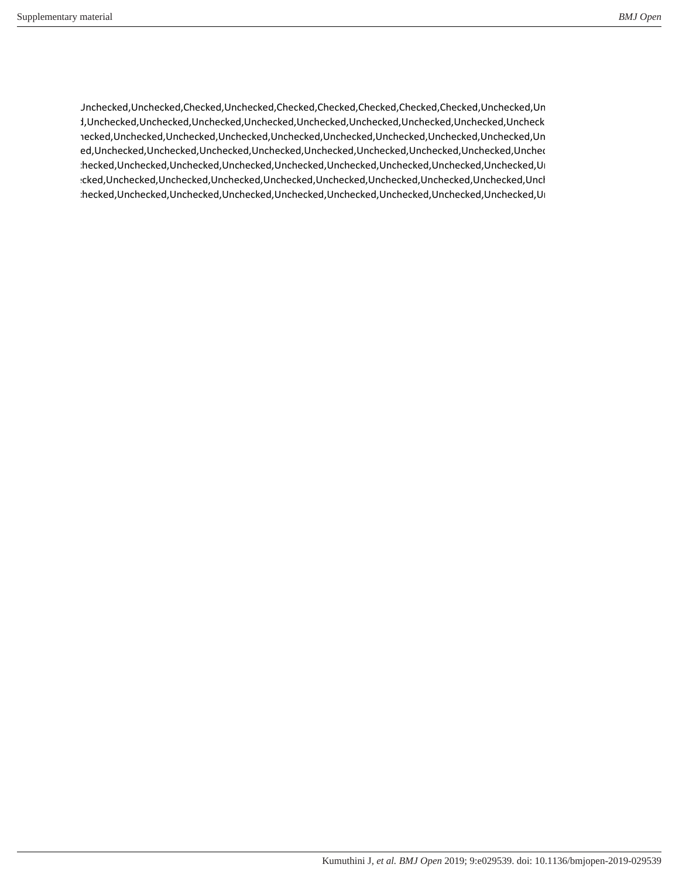Jnchecked,Unchecked,Checked,Unchecked,Checked,Checked,Checked,Checked,Checked,Unchecked,Un
d,Unchecked,Unchecked,Unchecked,Unchecked,Unchecked,Unchecked,Unchecked,Unchecked,Uncheck
necked,Unchecked,Unchecked,Unchecked,Unchecked,Unchecked,Unchecked,Unchecked,Unchecked,Un
ed,Unchecked,Unchecked,Unchecked,Unchecked,Unchecked,Unchecked,Unchecked,Unchecked,Unchec
hecked,Unchecked,Unchecked,Unchecked,Unchecked,Unchecked,Unchecked,Unchecked,Unchecked,Ur
cked,Unchecked,Unchecked,Unchecked,Unchecked,Unchecked,Unchecked,Unchecked,Unchecked,Uncl
hecked,Unchecked,Unchecked,Unchecked,Unchecked,Unchecked,Unchecked,Unchecked,Unchecked,Ur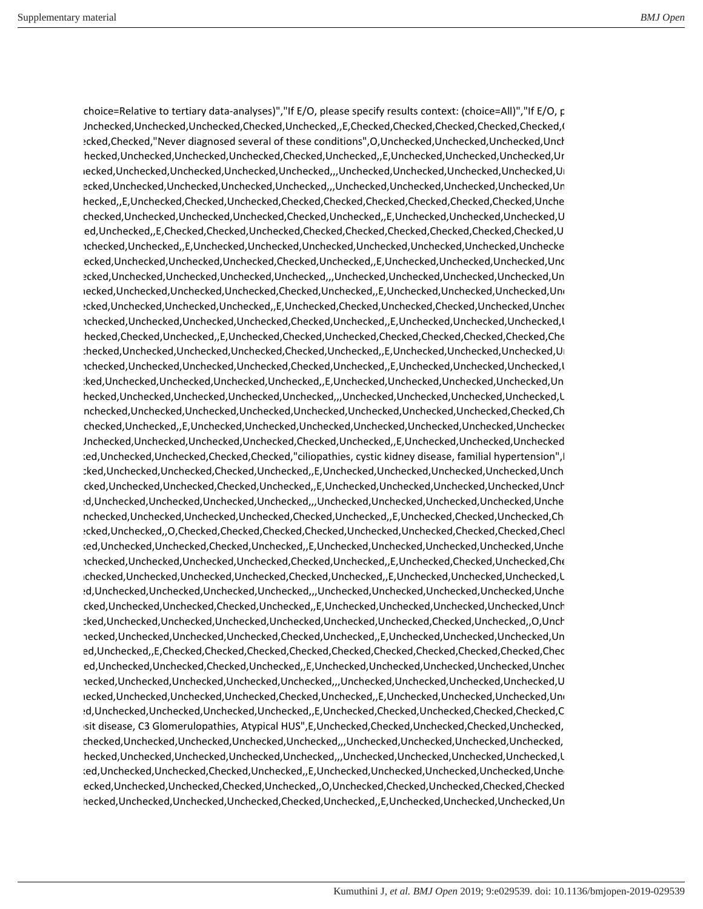choice=Relative to tertiary data-analyses)","If E/O, please specify results context: (choice=All)","If E/O, p
Unchecked,Unchecked,Unchecked,Checked,Unchecked,,E,Checked,Checked,Checked,Checked,Checked,(
ecked,Checked,"Never diagnosed several of these conditions",O,Unchecked,Unchecked,Unchecked,Unch
hecked,Unchecked,Unchecked,Unchecked,Checked,Unchecked,,E,Unchecked,Unchecked,Unchecked,Ur
ecked,Unchecked,Unchecked,Unchecked,Unchecked,,,Unchecked,Unchecked,Unchecked,Unchecked,Ur
ecked,Unchecked,Unchecked,Unchecked,Unchecked,,,Unchecked,Unchecked,Unchecked,Unchecked,Un
hecked,,E,Unchecked,Checked,Unchecked,Checked,Checked,Checked,Checked,Checked,Checked,Unche
checked,Unchecked,Unchecked,Unchecked,Checked,Unchecked,,E,Unchecked,Unchecked,Unchecked,U
ed,Unchecked,,E,Checked,Checked,Unchecked,Checked,Checked,Checked,Checked,Checked,Checked,U
nchecked,Unchecked,,E,Unchecked,Unchecked,Unchecked,Unchecked,Unchecked,Unchecked,Unchecke
ecked,Unchecked,Unchecked,Unchecked,Checked,Unchecked,,E,Unchecked,Unchecked,Unchecked,Unc
ecked,Unchecked,Unchecked,Unchecked,Unchecked,,,Unchecked,Unchecked,Unchecked,Unchecked,Un
ecked,Unchecked,Unchecked,Unchecked,Checked,Unchecked,,E,Unchecked,Unchecked,Unchecked,Un
ecked,Unchecked,Unchecked,Unchecked,,E,Unchecked,Checked,Unchecked,Checked,Unchecked,Unchec
nchecked,Unchecked,Unchecked,Unchecked,Checked,Unchecked,,E,Unchecked,Unchecked,Unchecked,U
hecked,Checked,Unchecked,,E,Unchecked,Checked,Unchecked,Checked,Checked,Checked,Checked,Che
checked,Unchecked,Unchecked,Unchecked,Checked,Unchecked,,E,Unchecked,Unchecked,Unchecked,Ur
nchecked,Unchecked,Unchecked,Unchecked,Checked,Unchecked,,E,Unchecked,Unchecked,Unchecked,U
ked,Unchecked,Unchecked,Unchecked,Unchecked,,E,Unchecked,Unchecked,Unchecked,Unchecked,Un
hecked,Unchecked,Unchecked,Unchecked,Unchecked,,,Unchecked,Unchecked,Unchecked,Unchecked,U
nchecked,Unchecked,Unchecked,Unchecked,Unchecked,Unchecked,Unchecked,Unchecked,Checked,Ch
checked,Unchecked,,E,Unchecked,Unchecked,Unchecked,Unchecked,Unchecked,Unchecked,Unchecked
Unchecked,Unchecked,Unchecked,Unchecked,Checked,Unchecked,,E,Unchecked,Unchecked,Unchecked
ked,Unchecked,Unchecked,Checked,Checked,"ciliopathies, cystic kidney disease, familial hypertension",
cked,Unchecked,Unchecked,Checked,Unchecked,,E,Unchecked,Unchecked,Unchecked,Unchecked,Unch
cked,Unchecked,Unchecked,Checked,Unchecked,,E,Unchecked,Unchecked,Unchecked,Unchecked,Unch
d,Unchecked,Unchecked,Unchecked,Unchecked,,,Unchecked,Unchecked,Unchecked,Unchecked,Unche
nchecked,Unchecked,Unchecked,Unchecked,Checked,Unchecked,,E,Unchecked,Checked,Unchecked,Ch
ecked,Unchecked,,O,Checked,Checked,Checked,Checked,Unchecked,Unchecked,Checked,Checked,Checl
ked,Unchecked,Unchecked,Checked,Unchecked,,E,Unchecked,Unchecked,Unchecked,Unchecked,Unche
nchecked,Unchecked,Unchecked,Unchecked,Checked,Unchecked,,E,Unchecked,Checked,Unchecked,Che
nchecked,Unchecked,Unchecked,Unchecked,Checked,Unchecked,,E,Unchecked,Unchecked,Unchecked,U
d,Unchecked,Unchecked,Unchecked,Unchecked,,,Unchecked,Unchecked,Unchecked,Unchecked,Unche
cked,Unchecked,Unchecked,Checked,Unchecked,,E,Unchecked,Unchecked,Unchecked,Unchecked,Unch
cked,Unchecked,Unchecked,Unchecked,Unchecked,Unchecked,Unchecked,Checked,Unchecked,,O,Unch
hecked,Unchecked,Unchecked,Unchecked,Checked,Unchecked,,E,Unchecked,Unchecked,Unchecked,Un
ed,Unchecked,,E,Checked,Checked,Checked,Checked,Checked,Checked,Checked,Checked,Checked,Chec
ed,Unchecked,Unchecked,Checked,Unchecked,,E,Unchecked,Unchecked,Unchecked,Unchecked,Unchec
hecked,Unchecked,Unchecked,Unchecked,Unchecked,,,Unchecked,Unchecked,Unchecked,Unchecked,U
hecked,Unchecked,Unchecked,Unchecked,Checked,Unchecked,,E,Unchecked,Unchecked,Unchecked,Un
d,Unchecked,Unchecked,Unchecked,Unchecked,,E,Unchecked,Checked,Unchecked,Checked,Checked,C
sit disease, C3 Glomerulopathies, Atypical HUS",E,Unchecked,Checked,Unchecked,Checked,Unchecked,
checked,Unchecked,Unchecked,Unchecked,Unchecked,,,Unchecked,Unchecked,Unchecked,Unchecked,
hecked,Unchecked,Unchecked,Unchecked,Unchecked,,,Unchecked,Unchecked,Unchecked,Unchecked,U
ed,Unchecked,Unchecked,Checked,Unchecked,,E,Unchecked,Unchecked,Unchecked,Unchecked,Unche
ecked,Unchecked,Unchecked,Checked,Unchecked,,O,Unchecked,Checked,Unchecked,Checked,Checked
hecked,Unchecked,Unchecked,Unchecked,Checked,Unchecked,,E,Unchecked,Unchecked,Unchecked,Un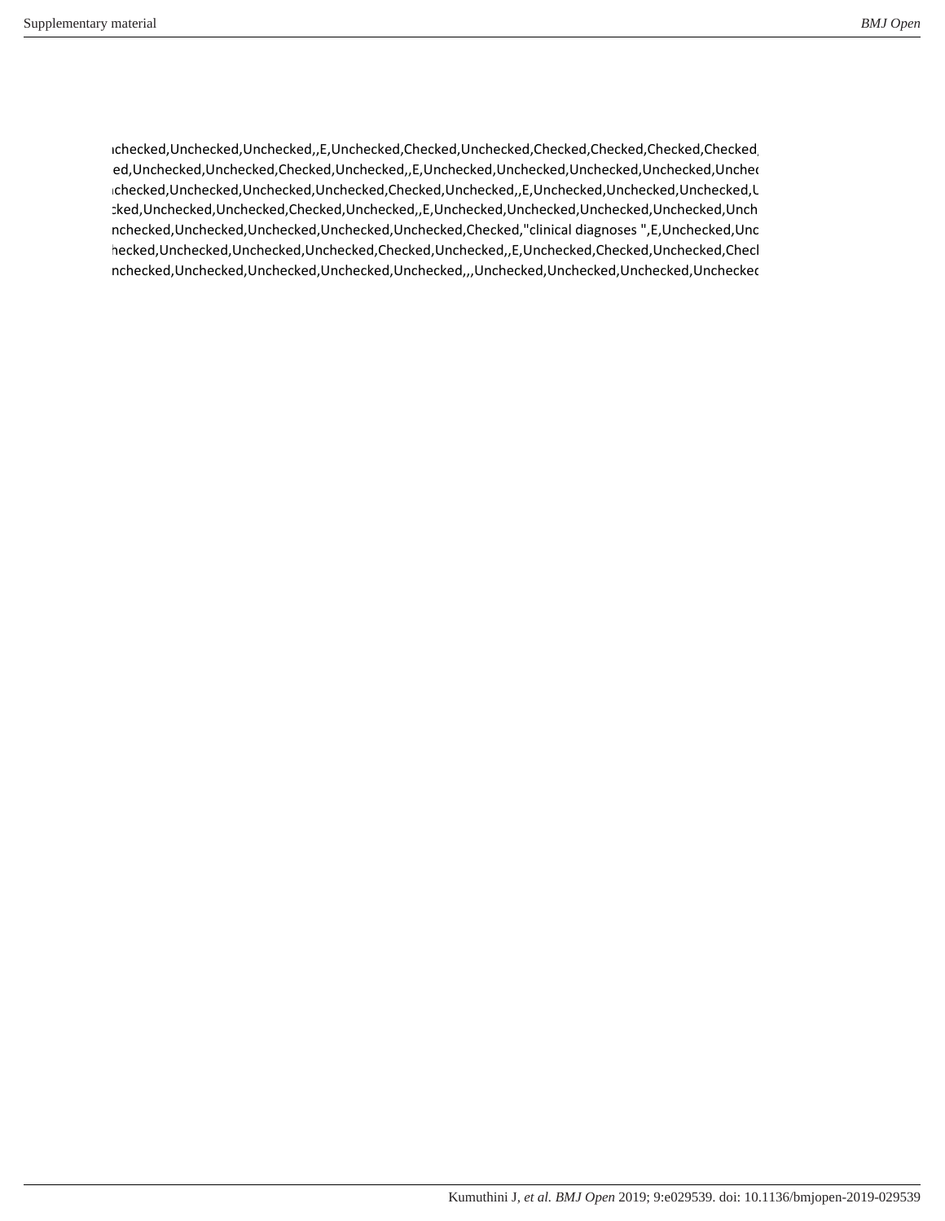ıchecked,Unchecked,Unchecked,,E,Unchecked,Checked,Unchecked,Checked,Checked,Checked,Checked,
ed,Unchecked,Unchecked,Checked,Unchecked,,E,Unchecked,Unchecked,Unchecked,Unchecked,Unchec
ıchecked,Unchecked,Unchecked,Unchecked,Checked,Unchecked,,E,Unchecked,Unchecked,Unchecked,U
:ked,Unchecked,Unchecked,Checked,Unchecked,,E,Unchecked,Unchecked,Unchecked,Unchecked,Unch
nchecked,Unchecked,Unchecked,Unchecked,Unchecked,Checked,"clinical diagnoses ",E,Unchecked,Unc
hecked,Unchecked,Unchecked,Unchecked,Checked,Unchecked,,E,Unchecked,Checked,Unchecked,Checl
nchecked,Unchecked,Unchecked,Unchecked,Unchecked,,,Unchecked,Unchecked,Unchecked,Unchecked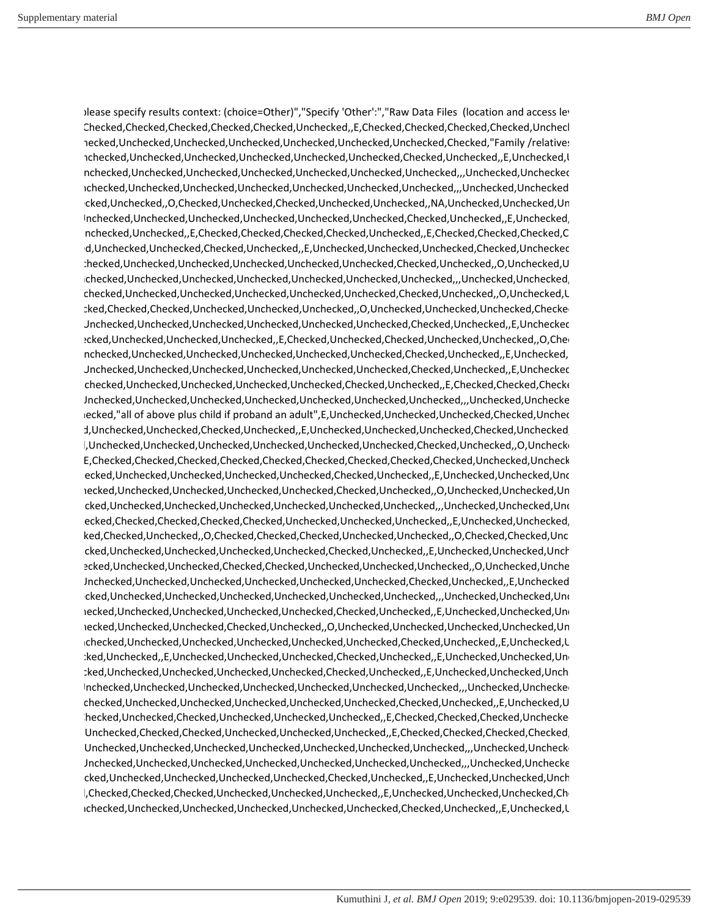```
please specify results context: (choice=Other)","Specify 'Other':","Raw Data Files  (location and access lev
Checked,Checked,Checked,Checked,Checked,Unchecked,,E,Checked,Checked,Checked,Checked,Uncheck
ecked,Unchecked,Unchecked,Unchecked,Unchecked,Unchecked,Unchecked,Unchecked,Checked,"Family /relatives
nchecked,Unchecked,Unchecked,Unchecked,Unchecked,Unchecked,Unchecked,Checked,Unchecked,,E,Unchecked,U
nchecked,Unchecked,Unchecked,Unchecked,Unchecked,Unchecked,Unchecked,,,Unchecked,Unchecked
nchecked,Unchecked,Unchecked,Unchecked,Unchecked,Unchecked,Unchecked,,,Unchecked,Unchecked
cked,Unchecked,,O,Checked,Unchecked,Checked,Unchecked,Unchecked,,NA,Unchecked,Unchecked,Un
Unchecked,Unchecked,Unchecked,Unchecked,Unchecked,Unchecked,Checked,Unchecked,,E,Unchecked,
nchecked,Unchecked,,E,Checked,Checked,Checked,Checked,Unchecked,,E,Checked,Checked,Checked,C
d,Unchecked,Unchecked,Checked,Unchecked,,E,Unchecked,Unchecked,Unchecked,Checked,Unchecked
checked,Unchecked,Unchecked,Unchecked,Unchecked,Unchecked,Checked,Unchecked,,O,Unchecked,U
nchecked,Unchecked,Unchecked,Unchecked,Unchecked,Unchecked,Unchecked,,,Unchecked,Unchecked,
checked,Unchecked,Unchecked,Unchecked,Unchecked,Unchecked,Checked,Unchecked,,O,Unchecked,U
cked,Checked,Checked,Unchecked,Unchecked,Unchecked,,O,Unchecked,Unchecked,Unchecked,Checke
Unchecked,Unchecked,Unchecked,Unchecked,Unchecked,Unchecked,Checked,Unchecked,,E,Unchecked
ecked,Unchecked,Unchecked,Unchecked,,E,Checked,Unchecked,Checked,Unchecked,Unchecked,,O,Che
nchecked,Unchecked,Unchecked,Unchecked,Unchecked,Unchecked,Checked,Unchecked,,E,Unchecked,
Unchecked,Unchecked,Unchecked,Unchecked,Unchecked,Unchecked,Checked,Unchecked,,E,Unchecked
checked,Unchecked,Unchecked,Unchecked,Unchecked,Checked,Unchecked,,E,Checked,Checked,Checke
Unchecked,Unchecked,Unchecked,Unchecked,Unchecked,Unchecked,Unchecked,,,Unchecked,Unchecke
ecked,"all of above plus child if proband an adult",E,Unchecked,Unchecked,Unchecked,Checked,Unchec
d,Unchecked,Unchecked,Checked,Unchecked,,E,Unchecked,Unchecked,Unchecked,Checked,Unchecked
,Unchecked,Unchecked,Unchecked,Unchecked,Unchecked,Unchecked,Checked,Unchecked,,O,Unchecke
E,Checked,Checked,Checked,Checked,Checked,Checked,Checked,Checked,Checked,Unchecked,Uncheck
ecked,Unchecked,Unchecked,Unchecked,Unchecked,Checked,Unchecked,,E,Unchecked,Unchecked,Unc
ecked,Unchecked,Unchecked,Unchecked,Unchecked,Checked,Unchecked,,O,Unchecked,Unchecked,Un
cked,Unchecked,Unchecked,Unchecked,Unchecked,Unchecked,Unchecked,,,Unchecked,Unchecked,Unc
ecked,Checked,Checked,Checked,Checked,Unchecked,Unchecked,Unchecked,,E,Unchecked,Unchecked,
ked,Checked,Unchecked,,O,Checked,Checked,Checked,Unchecked,Unchecked,,O,Checked,Checked,Unc
cked,Unchecked,Unchecked,Unchecked,Unchecked,Checked,Unchecked,,E,Unchecked,Unchecked,Unch
ecked,Unchecked,Unchecked,Checked,Checked,Unchecked,Unchecked,Unchecked,,O,Unchecked,Unche
Unchecked,Unchecked,Unchecked,Unchecked,Unchecked,Unchecked,Checked,Unchecked,,E,Unchecked
cked,Unchecked,Unchecked,Unchecked,Unchecked,Unchecked,Unchecked,,,Unchecked,Unchecked,Unc
ecked,Unchecked,Unchecked,Unchecked,Unchecked,Checked,Unchecked,,E,Unchecked,Unchecked,Un
ecked,Unchecked,Unchecked,Checked,Unchecked,,O,Unchecked,Unchecked,Unchecked,Unchecked,Un
nchecked,Unchecked,Unchecked,Unchecked,Unchecked,Unchecked,Checked,Unchecked,,E,Unchecked,U
cked,Unchecked,,E,Unchecked,Unchecked,Unchecked,Checked,Unchecked,,E,Unchecked,Unchecked,Un
cked,Unchecked,Unchecked,Unchecked,Unchecked,Checked,Unchecked,,E,Unchecked,Unchecked,Unch
Unchecked,Unchecked,Unchecked,Unchecked,Unchecked,Unchecked,Unchecked,,,Unchecked,Unchecke
checked,Unchecked,Unchecked,Unchecked,Unchecked,Unchecked,Checked,Unchecked,,E,Unchecked,U
hecked,Unchecked,Checked,Unchecked,Unchecked,Unchecked,,E,Checked,Checked,Checked,Unchecke
Unchecked,Checked,Checked,Unchecked,Unchecked,Unchecked,,E,Checked,Checked,Checked,Checked,
Unchecked,Unchecked,Unchecked,Unchecked,Unchecked,Unchecked,Unchecked,,,Unchecked,Unchecke
Unchecked,Unchecked,Unchecked,Unchecked,Unchecked,Unchecked,Unchecked,,,Unchecked,Unchecke
cked,Unchecked,Unchecked,Unchecked,Unchecked,Checked,Unchecked,,E,Unchecked,Unchecked,Unch
,Checked,Checked,Checked,Unchecked,Unchecked,Unchecked,,E,Unchecked,Unchecked,Unchecked,Che
nchecked,Unchecked,Unchecked,Unchecked,Unchecked,Unchecked,Checked,Unchecked,,E,Unchecked,U
```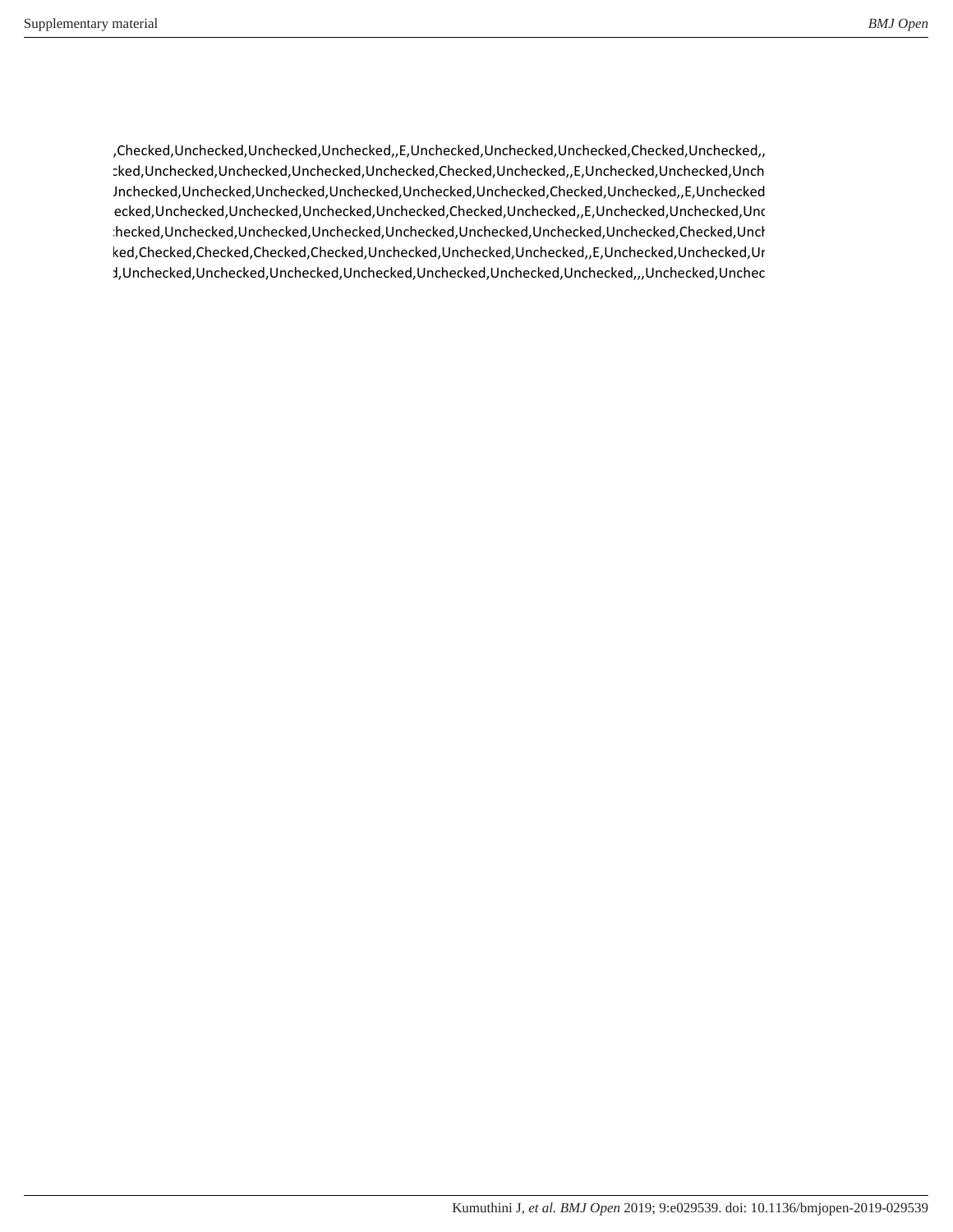,Checked,Unchecked,Unchecked,Unchecked,,E,Unchecked,Unchecked,Unchecked,Checked,Unchecked,,
:ked,Unchecked,Unchecked,Unchecked,Unchecked,Checked,Unchecked,,E,Unchecked,Unchecked,Unch
Jnchecked,Unchecked,Unchecked,Unchecked,Unchecked,Unchecked,Checked,Unchecked,,E,Unchecked
ecked,Unchecked,Unchecked,Unchecked,Unchecked,Checked,Unchecked,,E,Unchecked,Unchecked,Unc
:hecked,Unchecked,Unchecked,Unchecked,Unchecked,Unchecked,Unchecked,Unchecked,Checked,Unch
ked,Checked,Checked,Checked,Checked,Unchecked,Unchecked,Unchecked,,E,Unchecked,Unchecked,Ur
d,Unchecked,Unchecked,Unchecked,Unchecked,Unchecked,Unchecked,Unchecked,,,Unchecked,Unchec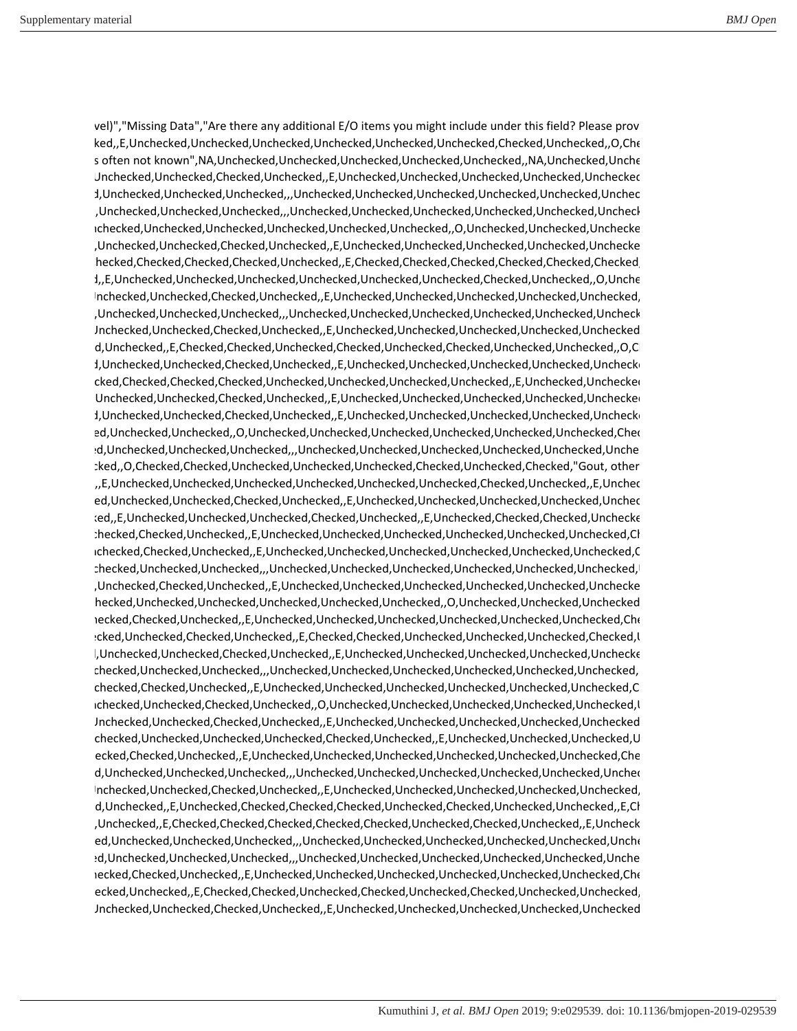```
vel)","Missing Data","Are there any additional E/O items you might include under this field? Please prov
ked,,E,Unchecked,Unchecked,Unchecked,Unchecked,Unchecked,Unchecked,Checked,Unchecked,,O,Che
s often not known",NA,Unchecked,Unchecked,Unchecked,Unchecked,Unchecked,,NA,Unchecked,Unche
Unchecked,Unchecked,Checked,Unchecked,,E,Unchecked,Unchecked,Unchecked,Unchecked,Unchecked
d,Unchecked,Unchecked,Unchecked,,,Unchecked,Unchecked,Unchecked,Unchecked,Unchecked,Unchec
,Unchecked,Unchecked,Unchecked,,,Unchecked,Unchecked,Unchecked,Unchecked,Unchecked,Uncheck
nchecked,Unchecked,Unchecked,Unchecked,Unchecked,Unchecked,,O,Unchecked,Unchecked,Unchecke
,Unchecked,Unchecked,Checked,Unchecked,,E,Unchecked,Unchecked,Unchecked,Unchecked,Unchecke
hecked,Checked,Checked,Checked,Unchecked,,E,Checked,Checked,Checked,Checked,Checked,Checked
d,,E,Unchecked,Unchecked,Unchecked,Unchecked,Unchecked,Unchecked,Checked,Unchecked,,O,Unche
Unchecked,Unchecked,Checked,Unchecked,,E,Unchecked,Unchecked,Unchecked,Unchecked,Unchecked,
,Unchecked,Unchecked,Unchecked,,,Unchecked,Unchecked,Unchecked,Unchecked,Unchecked,Uncheck
Unchecked,Unchecked,Checked,Unchecked,,E,Unchecked,Unchecked,Unchecked,Unchecked,Unchecked
d,Unchecked,,E,Checked,Checked,Unchecked,Checked,Unchecked,Checked,Unchecked,Unchecked,,O,C
d,Unchecked,Unchecked,Checked,Unchecked,,E,Unchecked,Unchecked,Unchecked,Unchecked,Unchecke
cked,Checked,Checked,Checked,Unchecked,Unchecked,Unchecked,Unchecked,,E,Unchecked,Unchecked
Unchecked,Unchecked,Checked,Unchecked,,E,Unchecked,Unchecked,Unchecked,Unchecked,Unchecked
d,Unchecked,Unchecked,Checked,Unchecked,,E,Unchecked,Unchecked,Unchecked,Unchecked,Unchecke
ed,Unchecked,Unchecked,,O,Unchecked,Unchecked,Unchecked,Unchecked,Unchecked,Unchecked,Chec
ed,Unchecked,Unchecked,Unchecked,,,Unchecked,Unchecked,Unchecked,Unchecked,Unchecked,Unche
cked,,O,Checked,Checked,Unchecked,Unchecked,Unchecked,Checked,Unchecked,Checked,"Gout, other
,,E,Unchecked,Unchecked,Unchecked,Unchecked,Unchecked,Unchecked,Checked,Unchecked,,E,Unchec
ed,Unchecked,Unchecked,Checked,Unchecked,,E,Unchecked,Unchecked,Unchecked,Unchecked,Unchec
ked,,E,Unchecked,Unchecked,Unchecked,Checked,Unchecked,,E,Unchecked,Checked,Checked,Unchecke
hecked,Checked,Unchecked,,E,Unchecked,Unchecked,Unchecked,Unchecked,Unchecked,Unchecked,Ch
nchecked,Checked,Unchecked,,E,Unchecked,Unchecked,Unchecked,Unchecked,Unchecked,Unchecked,C
hecked,Unchecked,Unchecked,,,Unchecked,Unchecked,Unchecked,Unchecked,Unchecked,Unchecked,
,Unchecked,Checked,Unchecked,,E,Unchecked,Unchecked,Unchecked,Unchecked,Unchecked,Unchecke
hecked,Unchecked,Unchecked,Unchecked,Unchecked,Unchecked,Unchecked,,O,Unchecked,Unchecked,Unchecked
ecked,Checked,Unchecked,,E,Unchecked,Unchecked,Unchecked,Unchecked,Unchecked,Unchecked,Che
cked,Unchecked,Checked,Unchecked,,E,Checked,Checked,Unchecked,Unchecked,Unchecked,Checked,U
,Unchecked,Unchecked,Checked,Unchecked,,E,Unchecked,Unchecked,Unchecked,Unchecked,Unchecke
checked,Unchecked,Unchecked,,,Unchecked,Unchecked,Unchecked,Unchecked,Unchecked,Unchecked,
checked,Checked,Unchecked,,E,Unchecked,Unchecked,Unchecked,Unchecked,Unchecked,Unchecked,C
nchecked,Unchecked,Checked,Unchecked,,O,Unchecked,Unchecked,Unchecked,Unchecked,Unchecked,U
Unchecked,Unchecked,Checked,Unchecked,,E,Unchecked,Unchecked,Unchecked,Unchecked,Unchecked
checked,Unchecked,Unchecked,Unchecked,Checked,Unchecked,,E,Unchecked,Unchecked,Unchecked,U
ecked,Checked,Unchecked,,E,Unchecked,Unchecked,Unchecked,Unchecked,Unchecked,Unchecked,Che
d,Unchecked,Unchecked,Unchecked,,,Unchecked,Unchecked,Unchecked,Unchecked,Unchecked,Unchec
nchecked,Unchecked,Checked,Unchecked,,E,Unchecked,Unchecked,Unchecked,Unchecked,Unchecked,
d,Unchecked,,E,Unchecked,Checked,Checked,Checked,Unchecked,Checked,Unchecked,Unchecked,,E,Ch
,Unchecked,,E,Checked,Checked,Checked,Checked,Checked,Unchecked,Checked,Unchecked,,E,Uncheck
ed,Unchecked,Unchecked,Unchecked,,,Unchecked,Unchecked,Unchecked,Unchecked,Unchecked,Unche
ed,Unchecked,Unchecked,Unchecked,,,Unchecked,Unchecked,Unchecked,Unchecked,Unchecked,Unche
hecked,Checked,Unchecked,,E,Unchecked,Unchecked,Unchecked,Unchecked,Unchecked,Unchecked,Che
ecked,Unchecked,,E,Checked,Checked,Unchecked,Checked,Unchecked,Checked,Unchecked,Unchecked,
Unchecked,Unchecked,Checked,Unchecked,,E,Unchecked,Unchecked,Unchecked,Unchecked,Unchecked
```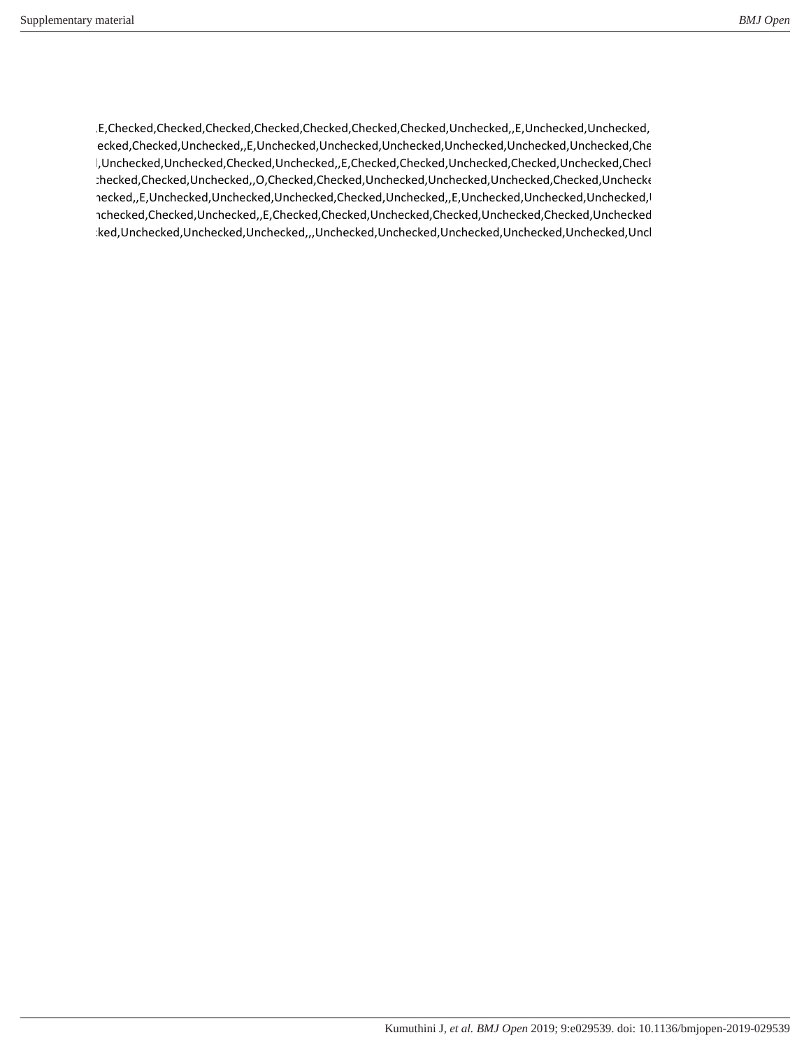,E,Checked,Checked,Checked,Checked,Checked,Checked,Checked,Unchecked,,E,Unchecked,Unchecked,
ecked,Checked,Unchecked,,E,Unchecked,Unchecked,Unchecked,Unchecked,Unchecked,Unchecked,Che
l,Unchecked,Unchecked,Checked,Unchecked,,E,Checked,Checked,Unchecked,Checked,Unchecked,Checl
:hecked,Checked,Unchecked,,O,Checked,Checked,Unchecked,Unchecked,Unchecked,Checked,Unchecke
ıecked,,E,Unchecked,Unchecked,Unchecked,Checked,Unchecked,,E,Unchecked,Unchecked,Unchecked,I
ıchecked,Checked,Unchecked,,E,Checked,Checked,Unchecked,Checked,Unchecked,Checked,Unchecked
:ked,Unchecked,Unchecked,Unchecked,,,Unchecked,Unchecked,Unchecked,Unchecked,Unchecked,Uncl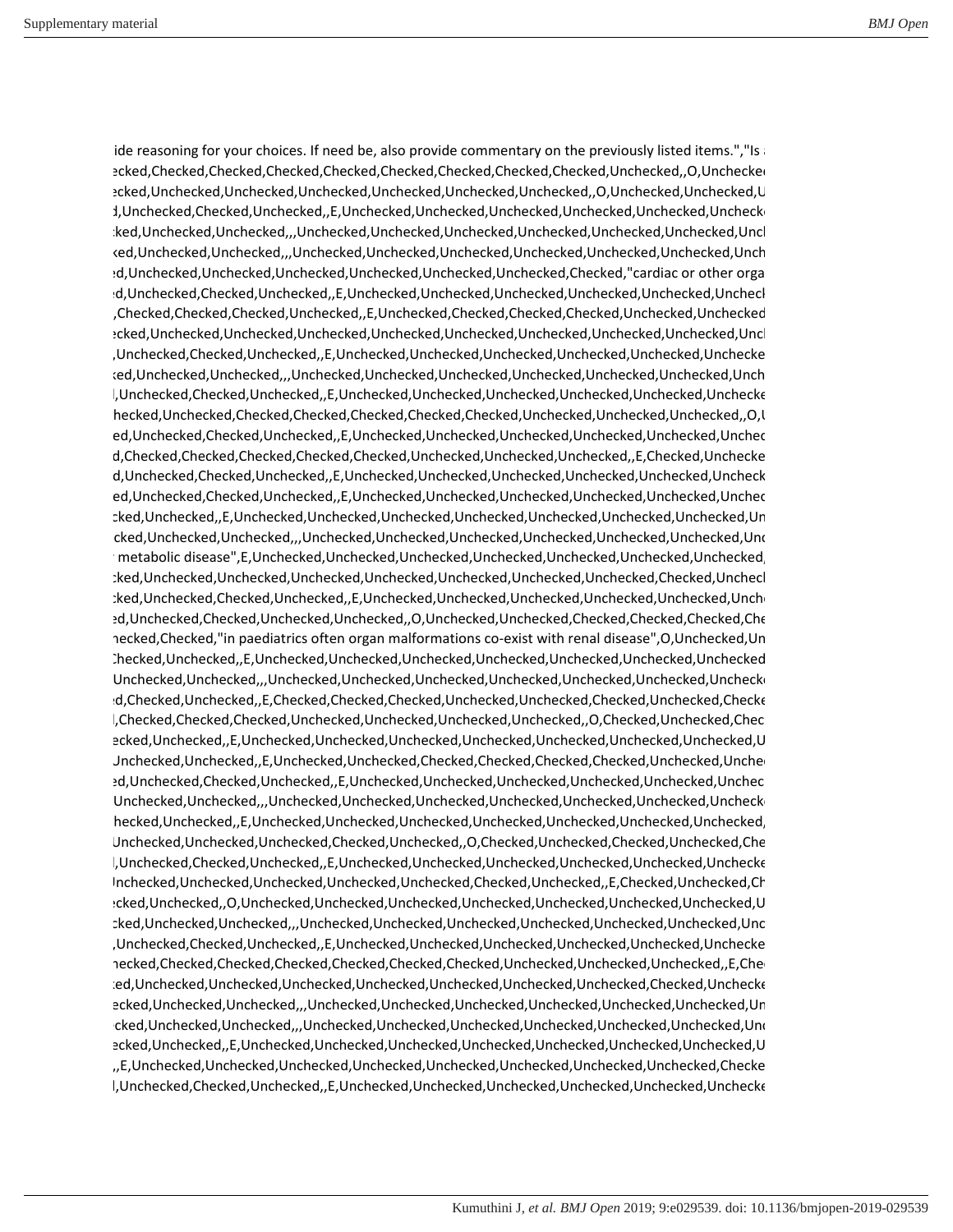ide reasoning for your choices. If need be, also provide commentary on the previously listed items.","Is a
ecked,Checked,Checked,Checked,Checked,Checked,Checked,Checked,Checked,Unchecked,,O,Unchecked
ecked,Unchecked,Unchecked,Unchecked,Unchecked,Unchecked,Unchecked,Unchecked,,O,Unchecked,Unchecked,U
d,Unchecked,Checked,Unchecked,,E,Unchecked,Unchecked,Unchecked,Unchecked,Unchecked,Unchecke
ked,Unchecked,Unchecked,,,Unchecked,Unchecked,Unchecked,Unchecked,Unchecked,Unchecked,Unch
ked,Unchecked,Unchecked,,,Unchecked,Unchecked,Unchecked,Unchecked,Unchecked,Unchecked,Unch
ed,Unchecked,Unchecked,Unchecked,Unchecked,Unchecked,Unchecked,Checked,"cardiac or other orga
d,Unchecked,Checked,Unchecked,,E,Unchecked,Unchecked,Unchecked,Unchecked,Unchecked,Unchecl
,Checked,Checked,Checked,Unchecked,,E,Unchecked,Checked,Checked,Checked,Unchecked,Unchecked
ecked,Unchecked,Unchecked,Unchecked,Unchecked,Unchecked,Unchecked,Unchecked,Unchecked,Uncl
,Unchecked,Checked,Unchecked,,E,Unchecked,Unchecked,Unchecked,Unchecked,Unchecked,Unchecke
ked,Unchecked,Unchecked,,,Unchecked,Unchecked,Unchecked,Unchecked,Unchecked,Unchecked,Unch
,Unchecked,Checked,Unchecked,,E,Unchecked,Unchecked,Unchecked,Unchecked,Unchecked,Unchecke
hecked,Unchecked,Checked,Checked,Checked,Checked,Checked,Unchecked,Unchecked,Unchecked,,O,U
ed,Unchecked,Checked,Unchecked,,E,Unchecked,Unchecked,Unchecked,Unchecked,Unchecked,Unchec
d,Checked,Checked,Checked,Checked,Checked,Unchecked,Unchecked,Unchecked,,E,Checked,Unchecke
d,Unchecked,Checked,Unchecked,,E,Unchecked,Unchecked,Unchecked,Unchecked,Unchecked,Uncheck
ed,Unchecked,Checked,Unchecked,,E,Unchecked,Unchecked,Unchecked,Unchecked,Unchecked,Unchec
cked,Unchecked,,E,Unchecked,Unchecked,Unchecked,Unchecked,Unchecked,Unchecked,Unchecked,Un
cked,Unchecked,Unchecked,,,Unchecked,Unchecked,Unchecked,Unchecked,Unchecked,Unchecked,Unc
metabolic disease",E,Unchecked,Unchecked,Unchecked,Unchecked,Unchecked,Unchecked,Unchecked,
cked,Unchecked,Unchecked,Unchecked,Unchecked,Unchecked,Unchecked,Unchecked,Checked,Unchecl
cked,Unchecked,Checked,Unchecked,,E,Unchecked,Unchecked,Unchecked,Unchecked,Unchecked,Unche
ed,Unchecked,Checked,Unchecked,Unchecked,,O,Unchecked,Unchecked,Checked,Checked,Checked,Che
hecked,Checked,"in paediatrics often organ malformations co-exist with renal disease",O,Unchecked,Un
Checked,Unchecked,,E,Unchecked,Unchecked,Unchecked,Unchecked,Unchecked,Unchecked,Unchecked
Unchecked,Unchecked,,,Unchecked,Unchecked,Unchecked,Unchecked,Unchecked,Unchecked,Unchecke
d,Checked,Unchecked,,E,Checked,Checked,Checked,Unchecked,Unchecked,Checked,Unchecked,Checke
,Checked,Checked,Checked,Unchecked,Unchecked,Unchecked,Unchecked,,O,Checked,Unchecked,Chec
ecked,Unchecked,,E,Unchecked,Unchecked,Unchecked,Unchecked,Unchecked,Unchecked,Unchecked,U
Unchecked,Unchecked,,E,Unchecked,Unchecked,Checked,Checked,Checked,Checked,Unchecked,Unche
ed,Unchecked,Checked,Unchecked,,E,Unchecked,Unchecked,Unchecked,Unchecked,Unchecked,Unchec
Unchecked,Unchecked,,,Unchecked,Unchecked,Unchecked,Unchecked,Unchecked,Unchecked,Unchecke
hecked,Unchecked,,E,Unchecked,Unchecked,Unchecked,Unchecked,Unchecked,Unchecked,Unchecked,
Unchecked,Unchecked,Unchecked,Checked,Unchecked,,O,Checked,Unchecked,Checked,Unchecked,Che
,Unchecked,Checked,Unchecked,,E,Unchecked,Unchecked,Unchecked,Unchecked,Unchecked,Unchecke
Unchecked,Unchecked,Unchecked,Unchecked,Unchecked,Checked,Unchecked,,E,Checked,Unchecked,Ch
ecked,Unchecked,,O,Unchecked,Unchecked,Unchecked,Unchecked,Unchecked,Unchecked,Unchecked,U
cked,Unchecked,Unchecked,,,Unchecked,Unchecked,Unchecked,Unchecked,Unchecked,Unchecked,Unc
,Unchecked,Checked,Unchecked,,E,Unchecked,Unchecked,Unchecked,Unchecked,Unchecked,Unchecke
hecked,Checked,Checked,Checked,Checked,Checked,Checked,Unchecked,Unchecked,Unchecked,,E,Che
ed,Unchecked,Unchecked,Unchecked,Unchecked,Unchecked,Unchecked,Unchecked,Checked,Unchecke
ecked,Unchecked,Unchecked,,,Unchecked,Unchecked,Unchecked,Unchecked,Unchecked,Unchecked,Un
cked,Unchecked,Unchecked,,,Unchecked,Unchecked,Unchecked,Unchecked,Unchecked,Unchecked,Unc
ecked,Unchecked,,E,Unchecked,Unchecked,Unchecked,Unchecked,Unchecked,Unchecked,Unchecked,U
,,E,Unchecked,Unchecked,Unchecked,Unchecked,Unchecked,Unchecked,Unchecked,Unchecked,Checke
,Unchecked,Checked,Unchecked,,E,Unchecked,Unchecked,Unchecked,Unchecked,Unchecked,Unchecke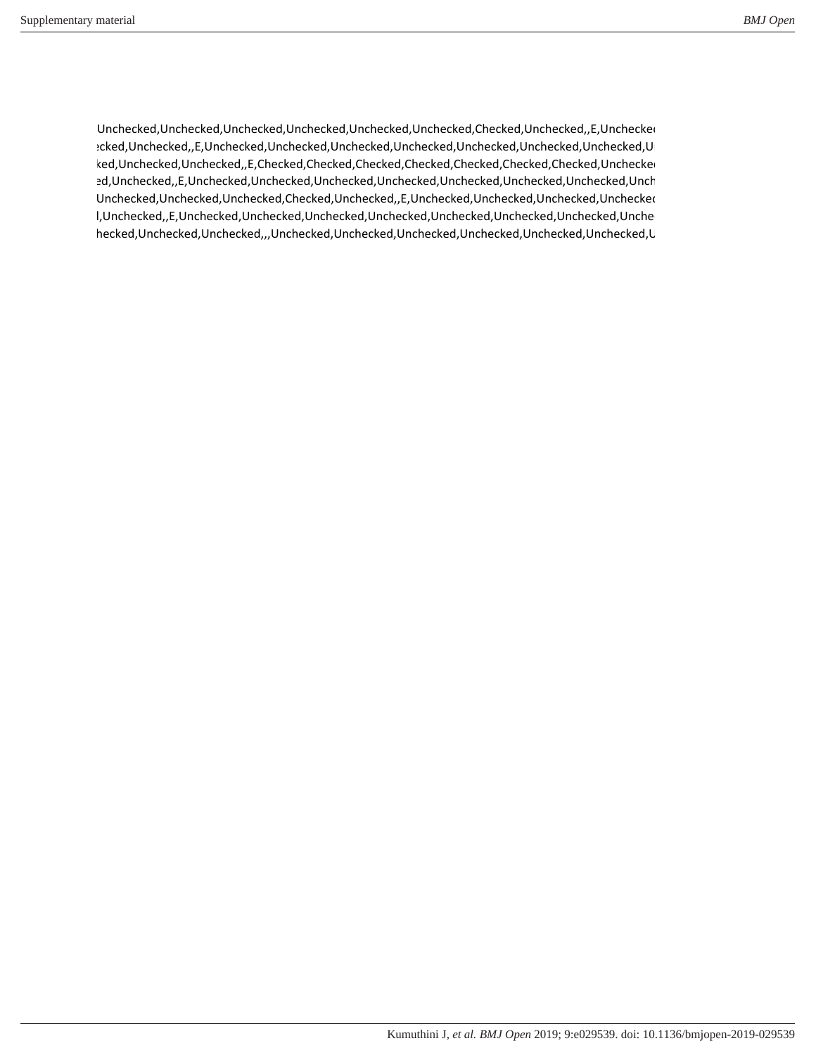Unchecked,Unchecked,Unchecked,Unchecked,Unchecked,Unchecked,Checked,Unchecked,,E,Unchecked
ecked,Unchecked,,E,Unchecked,Unchecked,Unchecked,Unchecked,Unchecked,Unchecked,Unchecked,U
ked,Unchecked,Unchecked,,E,Checked,Checked,Checked,Checked,Checked,Checked,Checked,Unchecked
ed,Unchecked,,E,Unchecked,Unchecked,Unchecked,Unchecked,Unchecked,Unchecked,Unchecked,Unch
Unchecked,Unchecked,Unchecked,Checked,Unchecked,,E,Unchecked,Unchecked,Unchecked,Unchecked
l,Unchecked,,E,Unchecked,Unchecked,Unchecked,Unchecked,Unchecked,Unchecked,Unchecked,Unche
hecked,Unchecked,Unchecked,,,Unchecked,Unchecked,Unchecked,Unchecked,Unchecked,Unchecked,U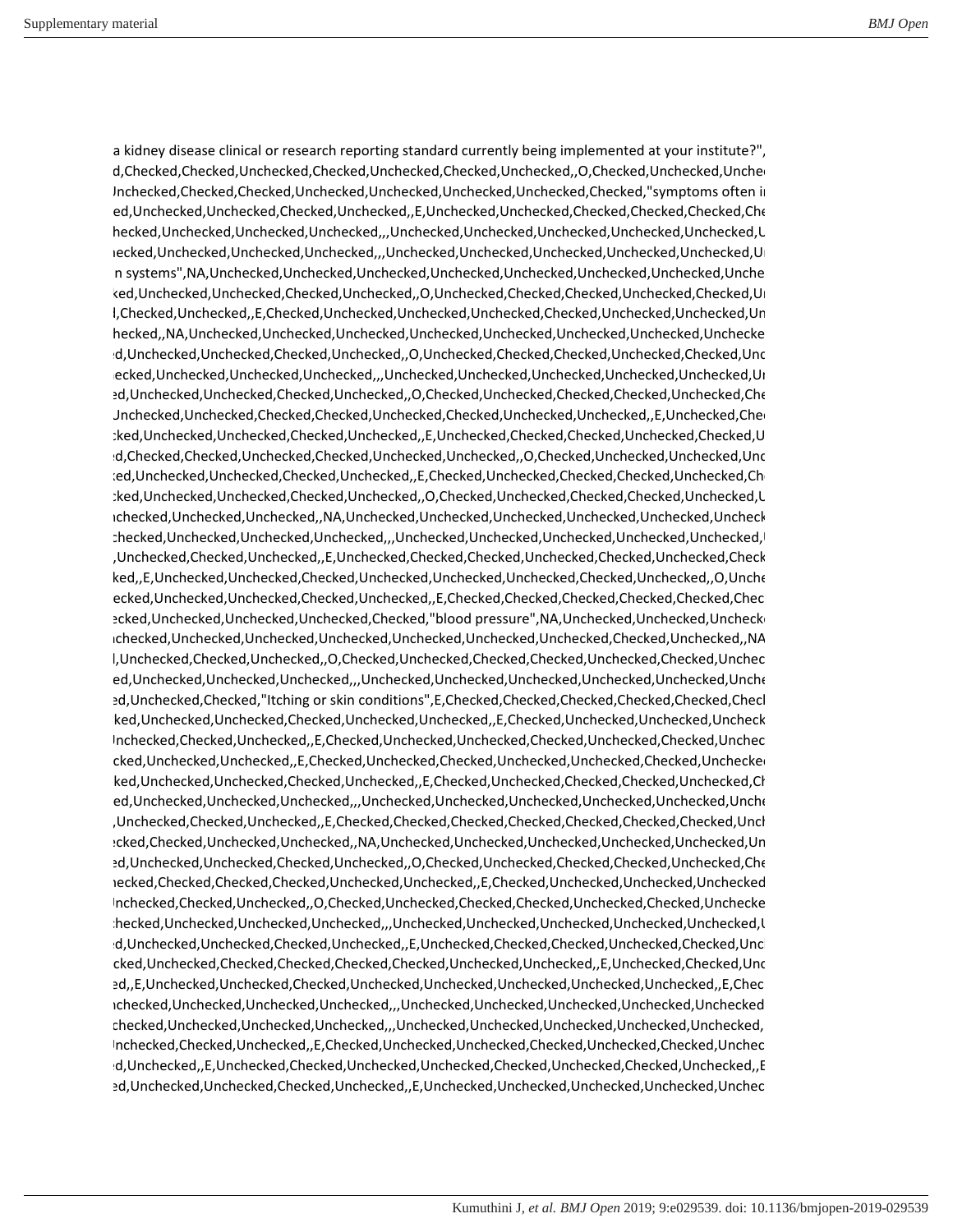a kidney disease clinical or research reporting standard currently being implemented at your institute?",
d,Checked,Checked,Unchecked,Checked,Unchecked,Checked,Unchecked,,O,Checked,Unchecked,Unchec
Jnchecked,Checked,Checked,Unchecked,Unchecked,Unchecked,Unchecked,Checked,"symptoms often in
ed,Unchecked,Unchecked,Checked,Unchecked,,E,Unchecked,Unchecked,Checked,Checked,Checked,Che
hecked,Unchecked,Unchecked,Unchecked,,,Unchecked,Unchecked,Unchecked,Unchecked,Unchecked,U
ecked,Unchecked,Unchecked,Unchecked,,,Unchecked,Unchecked,Unchecked,Unchecked,Unchecked,Ur
n systems",NA,Unchecked,Unchecked,Unchecked,Unchecked,Unchecked,Unchecked,Unchecked,Unche
ked,Unchecked,Unchecked,Checked,Unchecked,,O,Unchecked,Checked,Checked,Unchecked,Checked,Ur
l,Checked,Unchecked,,E,Checked,Unchecked,Unchecked,Unchecked,Checked,Unchecked,Unchecked,Un
hecked,,NA,Unchecked,Unchecked,Unchecked,Unchecked,Unchecked,Unchecked,Unchecked,Unchecke
d,Unchecked,Unchecked,Checked,Unchecked,,O,Unchecked,Checked,Checked,Unchecked,Checked,Unc
ecked,Unchecked,Unchecked,Unchecked,,,Unchecked,Unchecked,Unchecked,Unchecked,Unchecked,Ur
ed,Unchecked,Unchecked,Checked,Unchecked,,O,Checked,Unchecked,Checked,Checked,Unchecked,Che
Jnchecked,Unchecked,Checked,Checked,Unchecked,Checked,Unchecked,Unchecked,,E,Unchecked,Chec
ked,Unchecked,Unchecked,Checked,Unchecked,,E,Unchecked,Checked,Checked,Unchecked,Checked,U
d,Checked,Checked,Unchecked,Checked,Unchecked,Unchecked,,O,Checked,Unchecked,Unchecked,Unc
ked,Unchecked,Unchecked,Checked,Unchecked,,E,Checked,Unchecked,Checked,Checked,Unchecked,Ch
ked,Unchecked,Unchecked,Checked,Unchecked,,O,Checked,Unchecked,Checked,Checked,Unchecked,U
nchecked,Unchecked,Unchecked,,NA,Unchecked,Unchecked,Unchecked,Unchecked,Unchecked,Uncheck
hecked,Unchecked,Unchecked,Unchecked,,,Unchecked,Unchecked,Unchecked,Unchecked,Unchecked,
,Unchecked,Checked,Unchecked,,E,Unchecked,Checked,Checked,Unchecked,Checked,Unchecked,Check
ked,,E,Unchecked,Unchecked,Checked,Unchecked,Unchecked,Unchecked,Checked,Unchecked,,O,Unche
ecked,Unchecked,Unchecked,Checked,Unchecked,,E,Checked,Checked,Checked,Checked,Checked,Chec
ecked,Unchecked,Unchecked,Unchecked,Checked,"blood pressure",NA,Unchecked,Unchecked,Uncheck
nchecked,Unchecked,Unchecked,Unchecked,Unchecked,Unchecked,Unchecked,Checked,Unchecked,,NA
l,Unchecked,Checked,Unchecked,,O,Checked,Unchecked,Checked,Checked,Unchecked,Checked,Unchec
ed,Unchecked,Unchecked,Unchecked,,,Unchecked,Unchecked,Unchecked,Unchecked,Unchecked,Unche
ed,Unchecked,Checked,"Itching or skin conditions",E,Checked,Checked,Checked,Checked,Checked,Checl
ked,Unchecked,Unchecked,Checked,Unchecked,Unchecked,,E,Checked,Unchecked,Unchecked,Uncheck
Jnchecked,Checked,Unchecked,,E,Checked,Unchecked,Unchecked,Checked,Unchecked,Checked,Unchec
cked,Unchecked,Unchecked,,E,Checked,Unchecked,Checked,Unchecked,Unchecked,Checked,Unchecke
ked,Unchecked,Unchecked,Checked,Unchecked,,E,Checked,Unchecked,Checked,Checked,Unchecked,Ch
ed,Unchecked,Unchecked,Unchecked,,,Unchecked,Unchecked,Unchecked,Unchecked,Unchecked,Unche
,Unchecked,Checked,Unchecked,,E,Checked,Checked,Checked,Checked,Checked,Checked,Checked,Unch
ecked,Checked,Unchecked,Unchecked,,NA,Unchecked,Unchecked,Unchecked,Unchecked,Unchecked,Un
ed,Unchecked,Unchecked,Checked,Unchecked,,O,Checked,Unchecked,Checked,Checked,Unchecked,Che
necked,Checked,Checked,Checked,Unchecked,Unchecked,,E,Checked,Unchecked,Unchecked,Unchecked
Jnchecked,Checked,Unchecked,,O,Checked,Unchecked,Checked,Checked,Unchecked,Checked,Uncheck
hecked,Unchecked,Unchecked,Unchecked,,,Unchecked,Unchecked,Unchecked,Unchecked,Unchecked,U
d,Unchecked,Unchecked,Checked,Unchecked,,E,Unchecked,Checked,Checked,Unchecked,Checked,Unc
cked,Unchecked,Checked,Checked,Checked,Checked,Unchecked,Unchecked,,E,Unchecked,Checked,Unc
ed,,E,Unchecked,Unchecked,Checked,Unchecked,Unchecked,Unchecked,Unchecked,Unchecked,,E,Chec
nchecked,Unchecked,Unchecked,Unchecked,,,Unchecked,Unchecked,Unchecked,Unchecked,Unchecked
checked,Unchecked,Unchecked,Unchecked,,,Unchecked,Unchecked,Unchecked,Unchecked,Unchecked,
Jnchecked,Checked,Unchecked,,E,Checked,Unchecked,Unchecked,Checked,Unchecked,Checked,Unchec
d,Unchecked,,E,Unchecked,Checked,Unchecked,Unchecked,Checked,Unchecked,Checked,Unchecked,,E
ed,Unchecked,Unchecked,Checked,Unchecked,,E,Unchecked,Unchecked,Unchecked,Unchecked,Unchec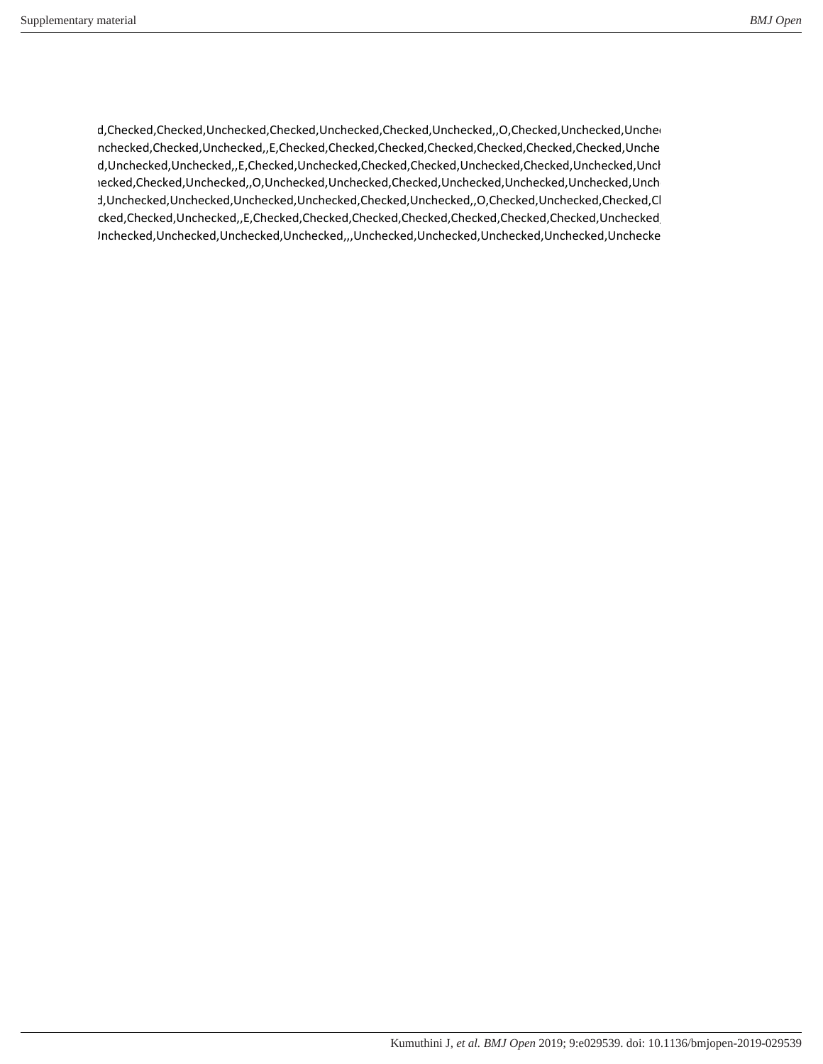d,Checked,Checked,Unchecked,Checked,Unchecked,Checked,Unchecked,,O,Checked,Unchecked,Unche
nchecked,Checked,Unchecked,,E,Checked,Checked,Checked,Checked,Checked,Checked,Checked,Unche
d,Unchecked,Unchecked,,E,Checked,Unchecked,Checked,Checked,Unchecked,Checked,Unchecked,Unch
ecked,Checked,Unchecked,,O,Unchecked,Unchecked,Checked,Unchecked,Unchecked,Unchecked,Unch
d,Unchecked,Unchecked,Unchecked,Unchecked,Checked,Unchecked,,O,Checked,Unchecked,Checked,Cl
cked,Checked,Unchecked,,E,Checked,Checked,Checked,Checked,Checked,Checked,Checked,Unchecked,
Inchecked,Unchecked,Unchecked,Unchecked,,,Unchecked,Unchecked,Unchecked,Unchecked,Unchecke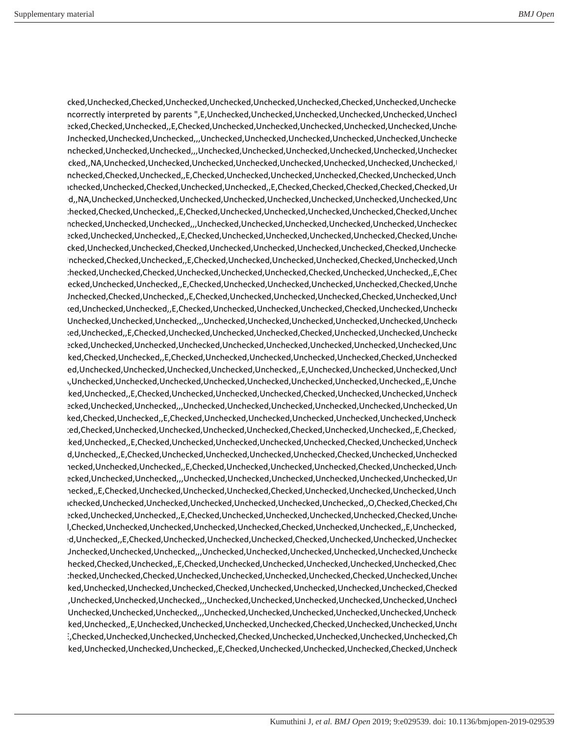cked,Unchecked,Checked,Unchecked,Unchecked,Unchecked,Unchecked,Checked,Unchecked,Unchecke
ncorrectly interpreted by parents ",E,Unchecked,Unchecked,Unchecked,Unchecked,Unchecked,Unchecl
ecked,Checked,Unchecked,,E,Checked,Unchecked,Unchecked,Unchecked,Unchecked,Unchecked,Unche
Jnchecked,Unchecked,Unchecked,,,Unchecked,Unchecked,Unchecked,Unchecked,Unchecked,Unchecke
nchecked,Unchecked,Unchecked,,,Unchecked,Unchecked,Unchecked,Unchecked,Unchecked,Unchecked
cked,,NA,Unchecked,Unchecked,Unchecked,Unchecked,Unchecked,Unchecked,Unchecked,Unchecked,
nchecked,Checked,Unchecked,,E,Checked,Unchecked,Unchecked,Unchecked,Checked,Unchecked,Unch
nchecked,Unchecked,Checked,Unchecked,Unchecked,,E,Checked,Checked,Checked,Checked,Checked,Ur
d,,NA,Unchecked,Unchecked,Unchecked,Unchecked,Unchecked,Unchecked,Unchecked,Unchecked,Unc
hecked,Checked,Unchecked,,E,Checked,Unchecked,Unchecked,Unchecked,Unchecked,Checked,Unchec
nchecked,Unchecked,Unchecked,,,Unchecked,Unchecked,Unchecked,Unchecked,Unchecked,Unchecked
ecked,Unchecked,Unchecked,,E,Checked,Unchecked,Unchecked,Unchecked,Unchecked,Checked,Unche
cked,Unchecked,Unchecked,Checked,Unchecked,Unchecked,Unchecked,Unchecked,Checked,Unchecke
nchecked,Checked,Unchecked,,E,Checked,Unchecked,Unchecked,Unchecked,Checked,Unchecked,Unch
hecked,Unchecked,Checked,Unchecked,Unchecked,Unchecked,Checked,Unchecked,Unchecked,,E,Chec
ecked,Unchecked,Unchecked,,E,Checked,Unchecked,Unchecked,Unchecked,Unchecked,Checked,Unche
Jnchecked,Checked,Unchecked,,E,Checked,Unchecked,Unchecked,Unchecked,Checked,Unchecked,Unch
ked,Unchecked,Unchecked,,E,Checked,Unchecked,Unchecked,Unchecked,Checked,Unchecked,Unchecke
Unchecked,Unchecked,Unchecked,,,Unchecked,Unchecked,Unchecked,Unchecked,Unchecked,Unchecke
ed,Unchecked,,E,Checked,Unchecked,Unchecked,Unchecked,Checked,Unchecked,Unchecked,Unchecke
ecked,Unchecked,Unchecked,Unchecked,Unchecked,Unchecked,Unchecked,Unchecked,Unchecked,Unc
ked,Checked,Unchecked,,E,Checked,Unchecked,Unchecked,Unchecked,Unchecked,Checked,Unchecked
ed,Unchecked,Unchecked,Unchecked,Unchecked,Unchecked,,E,Unchecked,Unchecked,Unchecked,Unch
,Unchecked,Unchecked,Unchecked,Unchecked,Unchecked,Unchecked,Unchecked,Unchecked,,E,Unche
ked,Unchecked,,E,Checked,Unchecked,Unchecked,Unchecked,Checked,Unchecked,Unchecked,Uncheck
ecked,Unchecked,Unchecked,,,Unchecked,Unchecked,Unchecked,Unchecked,Unchecked,Unchecked,Un
ked,Checked,Unchecked,,E,Checked,Unchecked,Unchecked,Unchecked,Unchecked,Unchecked,Unchecke
ed,Checked,Unchecked,Unchecked,Unchecked,Unchecked,Checked,Unchecked,Unchecked,,E,Checked,
ked,Unchecked,,E,Checked,Unchecked,Unchecked,Unchecked,Unchecked,Checked,Unchecked,Uncheck
d,Unchecked,,E,Checked,Unchecked,Unchecked,Unchecked,Unchecked,Checked,Unchecked,Unchecked
hecked,Unchecked,Unchecked,,E,Checked,Unchecked,Unchecked,Unchecked,Checked,Unchecked,Unch
ecked,Unchecked,Unchecked,,,Unchecked,Unchecked,Unchecked,Unchecked,Unchecked,Unchecked,Un
hecked,,E,Checked,Unchecked,Unchecked,Unchecked,Checked,Unchecked,Unchecked,Unchecked,Unch
nchecked,Unchecked,Unchecked,Unchecked,Unchecked,Unchecked,Unchecked,,O,Checked,Checked,Che
ecked,Unchecked,Unchecked,,E,Checked,Unchecked,Unchecked,Unchecked,Unchecked,Checked,Unche
l,Checked,Unchecked,Unchecked,Unchecked,Unchecked,Checked,Unchecked,Unchecked,,E,Unchecked,
d,Unchecked,,E,Checked,Unchecked,Unchecked,Unchecked,Checked,Unchecked,Unchecked,Unchecked
Jnchecked,Unchecked,Unchecked,,,Unchecked,Unchecked,Unchecked,Unchecked,Unchecked,Unchecke
hecked,Checked,Unchecked,,E,Checked,Unchecked,Unchecked,Unchecked,Unchecked,Unchecked,Chec
hecked,Unchecked,Checked,Unchecked,Unchecked,Unchecked,Unchecked,Checked,Unchecked,Unchec
ked,Unchecked,Unchecked,Unchecked,Checked,Unchecked,Unchecked,Unchecked,Unchecked,Checked
,Unchecked,Unchecked,Unchecked,,,Unchecked,Unchecked,Unchecked,Unchecked,Unchecked,Uncheck
Unchecked,Unchecked,Unchecked,,,Unchecked,Unchecked,Unchecked,Unchecked,Unchecked,Unchecke
ked,Unchecked,,E,Unchecked,Unchecked,Unchecked,Unchecked,Checked,Unchecked,Unchecked,Unche
E,Checked,Unchecked,Unchecked,Unchecked,Checked,Unchecked,Unchecked,Unchecked,Unchecked,Ch
ked,Unchecked,Unchecked,Unchecked,,E,Checked,Unchecked,Unchecked,Unchecked,Checked,Uncheck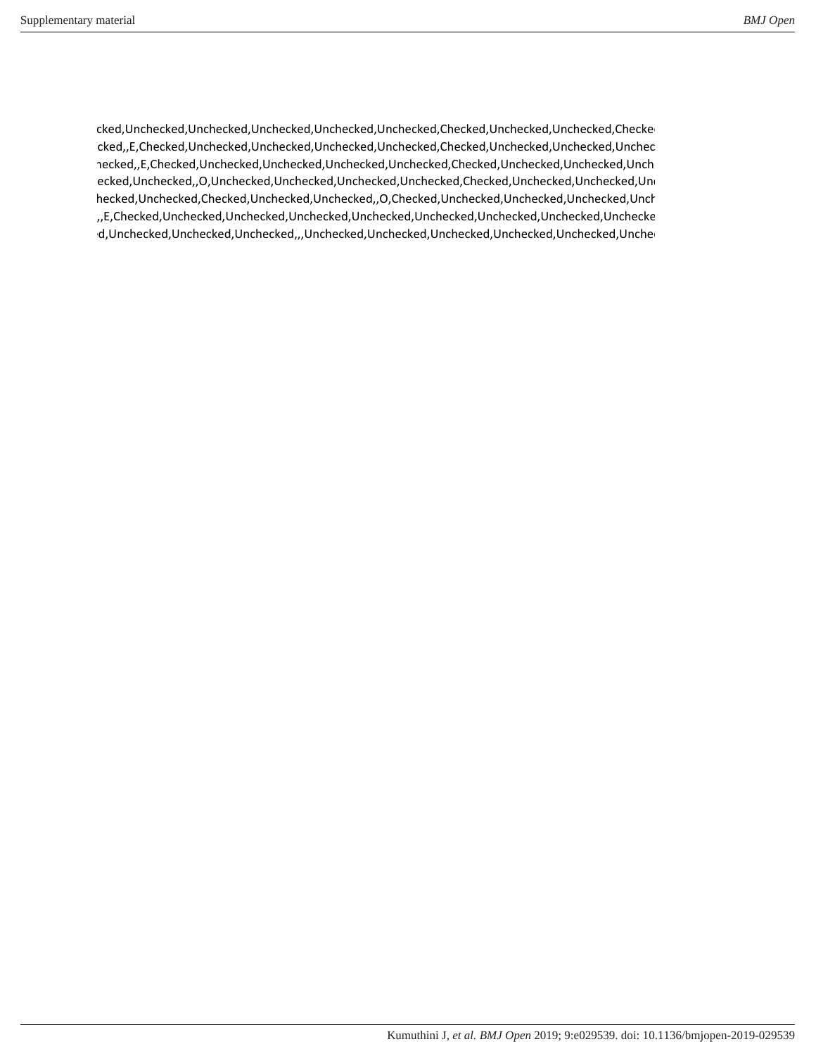cked,Unchecked,Unchecked,Unchecked,Unchecked,Unchecked,Checked,Unchecked,Unchecked,Checke
cked,,E,Checked,Unchecked,Unchecked,Unchecked,Unchecked,Checked,Unchecked,Unchecked,Unchec
necked,,E,Checked,Unchecked,Unchecked,Unchecked,Unchecked,Checked,Unchecked,Unchecked,Unch
ecked,Unchecked,,O,Unchecked,Unchecked,Unchecked,Unchecked,Checked,Unchecked,Unchecked,Un
hecked,Unchecked,Checked,Unchecked,Unchecked,,O,Checked,Unchecked,Unchecked,Unchecked,Unch
,,E,Checked,Unchecked,Unchecked,Unchecked,Unchecked,Unchecked,Unchecked,Unchecked,Unchecke
d,Unchecked,Unchecked,Unchecked,,,Unchecked,Unchecked,Unchecked,Unchecked,Unchecked,Unche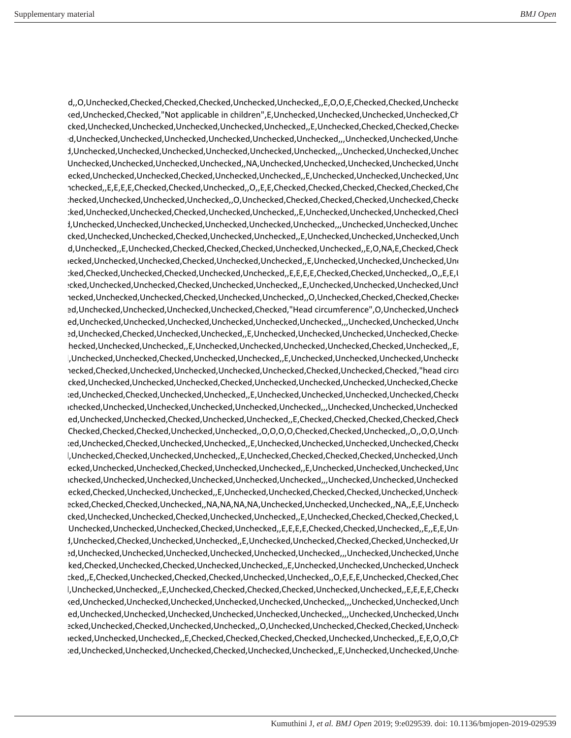```
d,,O,Unchecked,Checked,Checked,Checked,Unchecked,Unchecked,,E,O,O,E,Checked,Checked,Unchecke
ked,Unchecked,Checked,"Not applicable in children",E,Unchecked,Unchecked,Unchecked,Unchecked,Ch
cked,Unchecked,Unchecked,Unchecked,Unchecked,Unchecked,Unchecked,,E,Unchecked,Checked,Checked,Checked
d,Unchecked,Unchecked,Unchecked,Unchecked,Unchecked,Unchecked,,,Unchecked,Unchecked,Unche
d,Unchecked,Unchecked,Unchecked,Unchecked,Unchecked,Unchecked,,,Unchecked,Unchecked,Unchec
Unchecked,Unchecked,Unchecked,Unchecked,,NA,Unchecked,Unchecked,Unchecked,Unchecked,Unche
ecked,Unchecked,Unchecked,Checked,Unchecked,Unchecked,,E,Unchecked,Unchecked,Unchecked,Unc
nchecked,,E,E,E,E,Checked,Checked,Unchecked,,O,,E,E,Checked,Checked,Checked,Checked,Checked,Che
hecked,Unchecked,Unchecked,Unchecked,,O,Unchecked,Checked,Checked,Checked,Unchecked,Checke
cked,Unchecked,Unchecked,Checked,Unchecked,Unchecked,,E,Unchecked,Unchecked,Unchecked,Check
d,Unchecked,Unchecked,Unchecked,Unchecked,Unchecked,Unchecked,,,Unchecked,Unchecked,Unchec
cked,Unchecked,Unchecked,Checked,Unchecked,Unchecked,,E,Unchecked,Unchecked,Unchecked,Unch
d,Unchecked,,E,Unchecked,Checked,Checked,Checked,Unchecked,Unchecked,,E,O,NA,E,Checked,Check
ecked,Unchecked,Unchecked,Checked,Unchecked,Unchecked,,E,Unchecked,Unchecked,Unchecked,Unc
cked,Checked,Unchecked,Checked,Unchecked,Unchecked,,E,E,E,E,Checked,Checked,Unchecked,,O,,E,E,U
ecked,Unchecked,Unchecked,Checked,Unchecked,Unchecked,,E,Unchecked,Unchecked,Unchecked,Unch
hecked,Unchecked,Unchecked,Checked,Unchecked,Unchecked,,O,Unchecked,Checked,Checked,Checked
ed,Unchecked,Unchecked,Unchecked,Unchecked,Checked,"Head circumference",O,Unchecked,Uncheck
ed,Unchecked,Unchecked,Unchecked,Unchecked,Unchecked,Unchecked,,,Unchecked,Unchecked,Unche
ed,Unchecked,Checked,Unchecked,Unchecked,,E,Unchecked,Unchecked,Unchecked,Unchecked,Checked
hecked,Unchecked,Unchecked,,E,Unchecked,Unchecked,Unchecked,Unchecked,Checked,Unchecked,,E,
,Unchecked,Unchecked,Checked,Unchecked,Unchecked,,E,Unchecked,Unchecked,Unchecked,Unchecke
hecked,Checked,Unchecked,Unchecked,Unchecked,Unchecked,Checked,Unchecked,Checked,"head circu
cked,Unchecked,Unchecked,Unchecked,Checked,Unchecked,Unchecked,Unchecked,Unchecked,Checke
ked,Unchecked,Checked,Unchecked,Unchecked,,E,Unchecked,Unchecked,Unchecked,Unchecked,Checke
nchecked,Unchecked,Unchecked,Unchecked,Unchecked,Unchecked,,,Unchecked,Unchecked,Unchecked
ed,Unchecked,Unchecked,Checked,Unchecked,Unchecked,,E,Checked,Checked,Checked,Checked,Check
Checked,Checked,Checked,Unchecked,Unchecked,,O,O,O,O,Checked,Checked,Unchecked,,O,,O,O,Unche
ked,Unchecked,Checked,Unchecked,Unchecked,,E,Unchecked,Unchecked,Unchecked,Unchecked,Checke
,Unchecked,Checked,Unchecked,Unchecked,,E,Unchecked,Checked,Checked,Checked,Unchecked,Unche
ecked,Unchecked,Unchecked,Checked,Unchecked,Unchecked,,E,Unchecked,Unchecked,Unchecked,Unc
nchecked,Unchecked,Unchecked,Unchecked,Unchecked,Unchecked,,,Unchecked,Unchecked,Unchecked
ecked,Checked,Unchecked,Unchecked,,E,Unchecked,Unchecked,Checked,Checked,Unchecked,Unchecke
ecked,Checked,Checked,Unchecked,,NA,NA,NA,NA,Unchecked,Unchecked,Unchecked,,NA,,E,E,Unchecke
cked,Unchecked,Unchecked,Checked,Unchecked,Unchecked,,E,Unchecked,Checked,Checked,Checked,U
Unchecked,Unchecked,Unchecked,Checked,Unchecked,,E,E,E,E,Checked,Checked,Unchecked,,E,,E,E,Unc
d,Unchecked,Checked,Unchecked,Unchecked,,E,Unchecked,Unchecked,Checked,Checked,Unchecked,Ur
ed,Unchecked,Unchecked,Unchecked,Unchecked,Unchecked,Unchecked,,,Unchecked,Unchecked,Unche
ked,Checked,Unchecked,Checked,Unchecked,Unchecked,,E,Unchecked,Unchecked,Unchecked,Uncheck
cked,,E,Checked,Unchecked,Checked,Checked,Unchecked,Unchecked,,O,E,E,E,Unchecked,Checked,Chec
,Unchecked,Unchecked,,E,Unchecked,Checked,Checked,Checked,Unchecked,Unchecked,,E,E,E,E,Checke
ked,Unchecked,Unchecked,Unchecked,Unchecked,Unchecked,Unchecked,,,Unchecked,Unchecked,Unch
ed,Unchecked,Unchecked,Unchecked,Unchecked,Unchecked,Unchecked,,,Unchecked,Unchecked,Unche
ecked,Unchecked,Checked,Unchecked,Unchecked,,O,Unchecked,Unchecked,Checked,Checked,Unchecke
hecked,Unchecked,Unchecked,,E,Checked,Checked,Checked,Checked,Unchecked,Unchecked,,E,E,O,O,Ch
ked,Unchecked,Unchecked,Unchecked,Checked,Unchecked,Unchecked,,E,Unchecked,Unchecked,Unche
```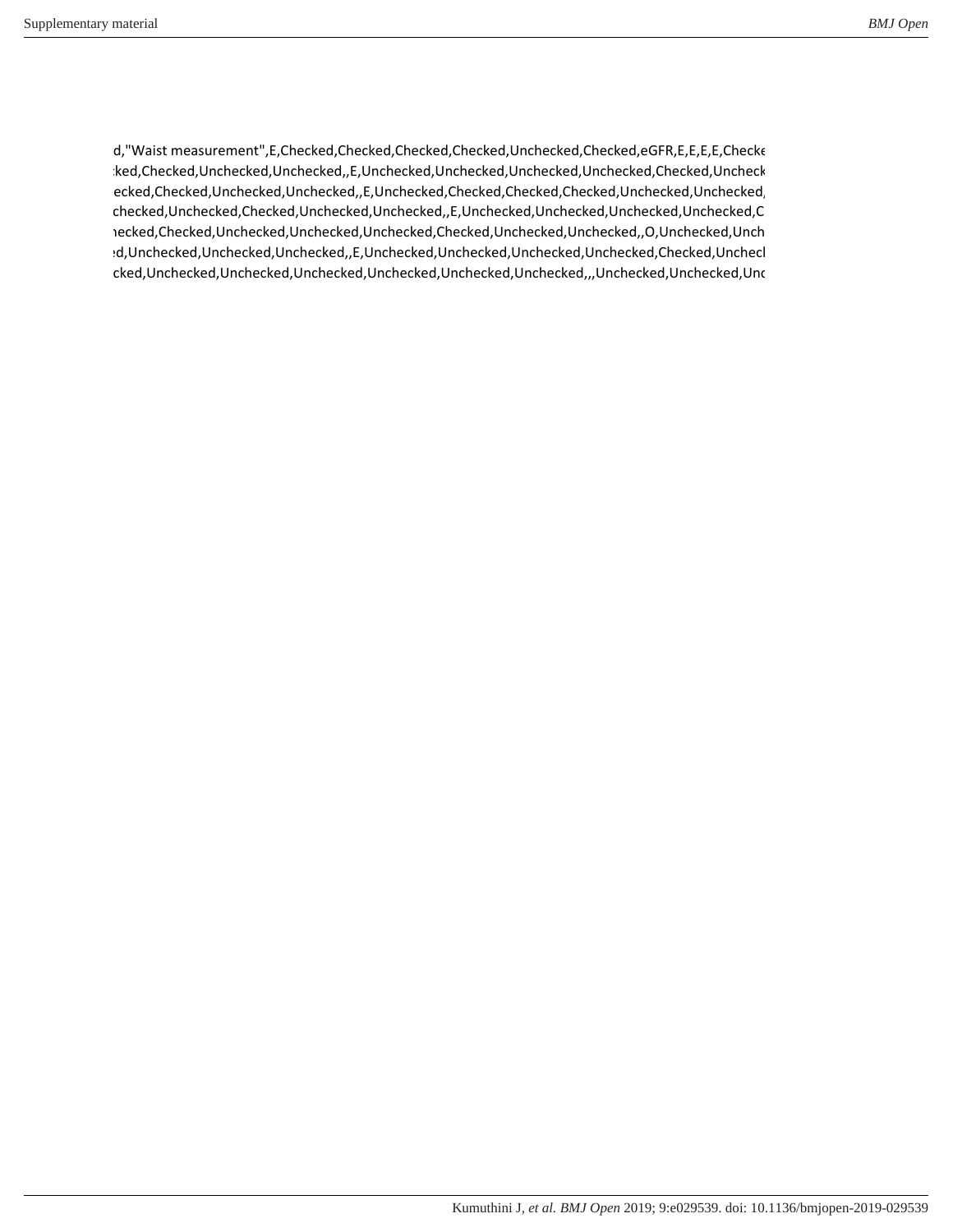d,"Waist measurement",E,Checked,Checked,Checked,Checked,Unchecked,Checked,eGFR,E,E,E,E,Checke
:ked,Checked,Unchecked,Unchecked,,E,Unchecked,Unchecked,Unchecked,Unchecked,Checked,Uncheck
ecked,Checked,Unchecked,Unchecked,,E,Unchecked,Checked,Checked,Checked,Unchecked,Unchecked,
checked,Unchecked,Checked,Unchecked,Unchecked,,E,Unchecked,Unchecked,Unchecked,Unchecked,C
iecked,Checked,Unchecked,Unchecked,Unchecked,Checked,Unchecked,Unchecked,,O,Unchecked,Unch
:d,Unchecked,Unchecked,Unchecked,,E,Unchecked,Unchecked,Unchecked,Unchecked,Checked,Uncheck
cked,Unchecked,Unchecked,Unchecked,Unchecked,Unchecked,Unchecked,,,Unchecked,Unchecked,Unc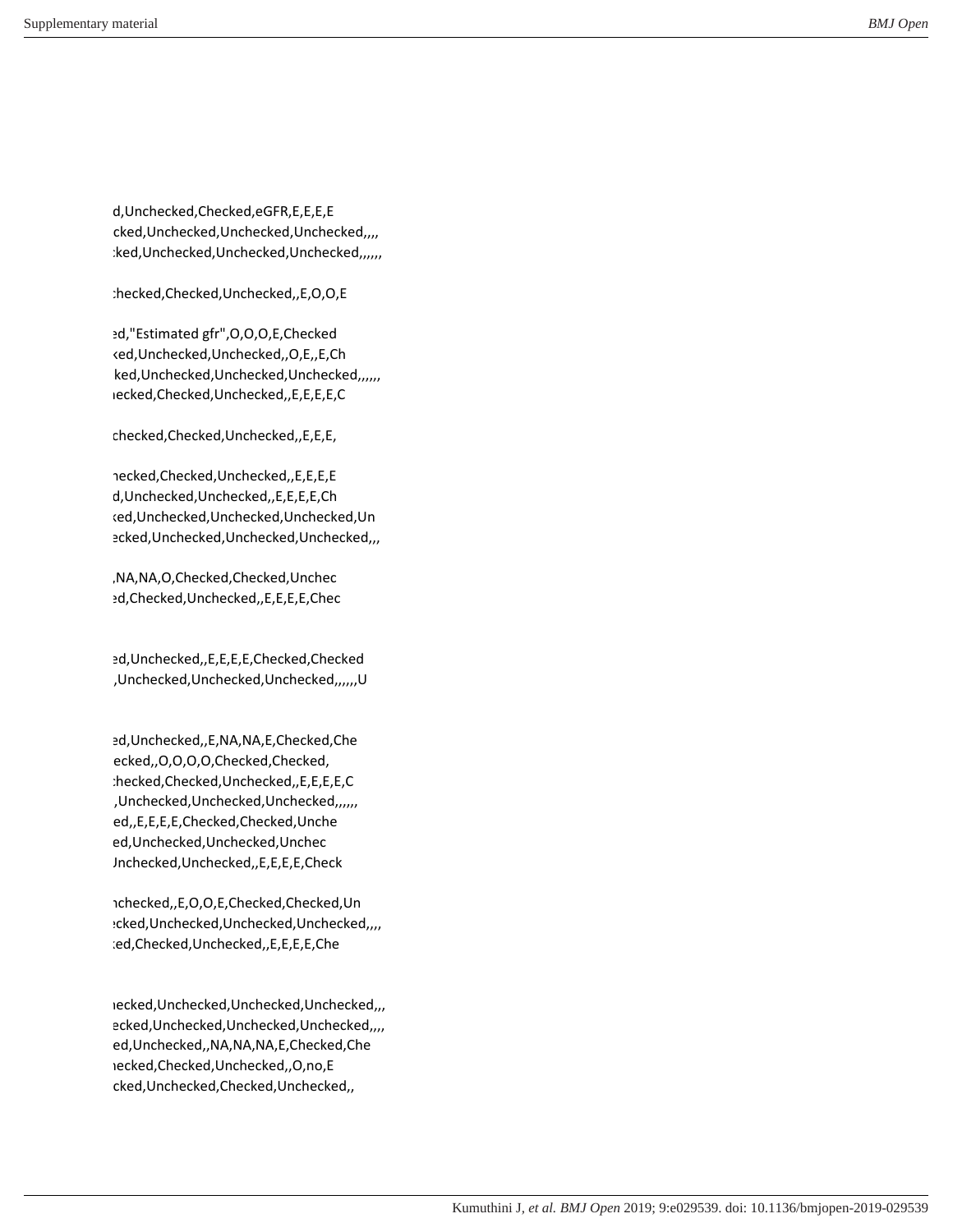d,Unchecked,Checked,eGFR,E,E,E,E
cked,Unchecked,Unchecked,Unchecked,,,,
:ked,Unchecked,Unchecked,Unchecked,,,,,,

:hecked,Checked,Unchecked,,E,O,O,E

ed,"Estimated gfr",O,O,O,E,Checked
ked,Unchecked,Unchecked,,O,E,,E,Ch
ked,Unchecked,Unchecked,Unchecked,,,,,,
iecked,Checked,Unchecked,,E,E,E,E,C

checked,Checked,Unchecked,,E,E,E,

iecked,Checked,Unchecked,,E,E,E,E
d,Unchecked,Unchecked,,E,E,E,E,Ch
ked,Unchecked,Unchecked,Unchecked,Un
ecked,Unchecked,Unchecked,Unchecked,,,

,NA,NA,O,Checked,Checked,Unchec
ed,Checked,Unchecked,,E,E,E,E,Chec

ed,Unchecked,,E,E,E,E,Checked,Checked
,Unchecked,Unchecked,Unchecked,,,,,,U

ed,Unchecked,,E,NA,NA,E,Checked,Che
ecked,,O,O,O,O,Checked,Checked,
:hecked,Checked,Unchecked,,E,E,E,E,C
,Unchecked,Unchecked,Unchecked,,,,,,
ed,,E,E,E,E,Checked,Checked,Unche
ed,Unchecked,Unchecked,Unchec
Jnchecked,Unchecked,,E,E,E,E,Check

ichecked,,E,O,O,E,Checked,Checked,Un
ecked,Unchecked,Unchecked,Unchecked,,,,
:ed,Checked,Unchecked,,E,E,E,E,Che

iecked,Unchecked,Unchecked,Unchecked,,,
ecked,Unchecked,Unchecked,Unchecked,,,,
ed,Unchecked,,NA,NA,NA,E,Checked,Che
iecked,Checked,Unchecked,,O,no,E
cked,Unchecked,Checked,Unchecked,,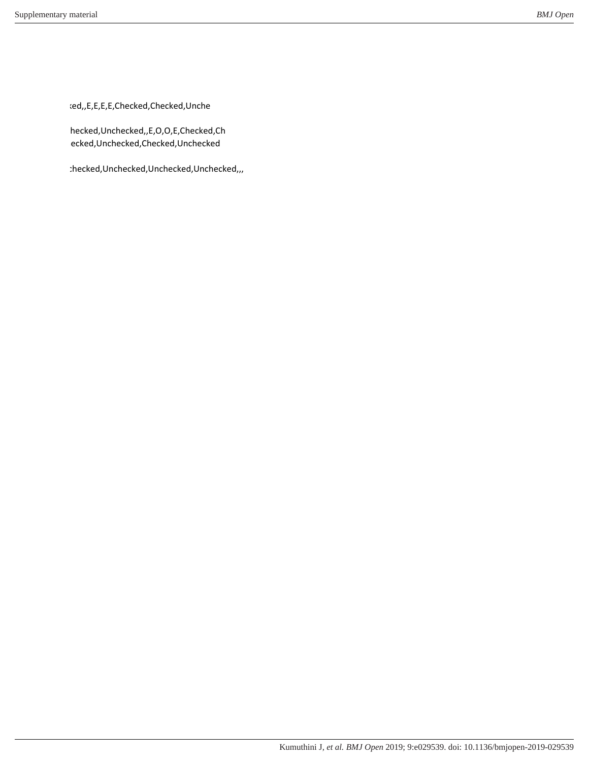ked,,E,E,E,E,Checked,Checked,Unche

hecked,Unchecked,,E,O,O,E,Checked,Ch
ecked,Unchecked,Checked,Unchecked

:hecked,Unchecked,Unchecked,Unchecked,,,